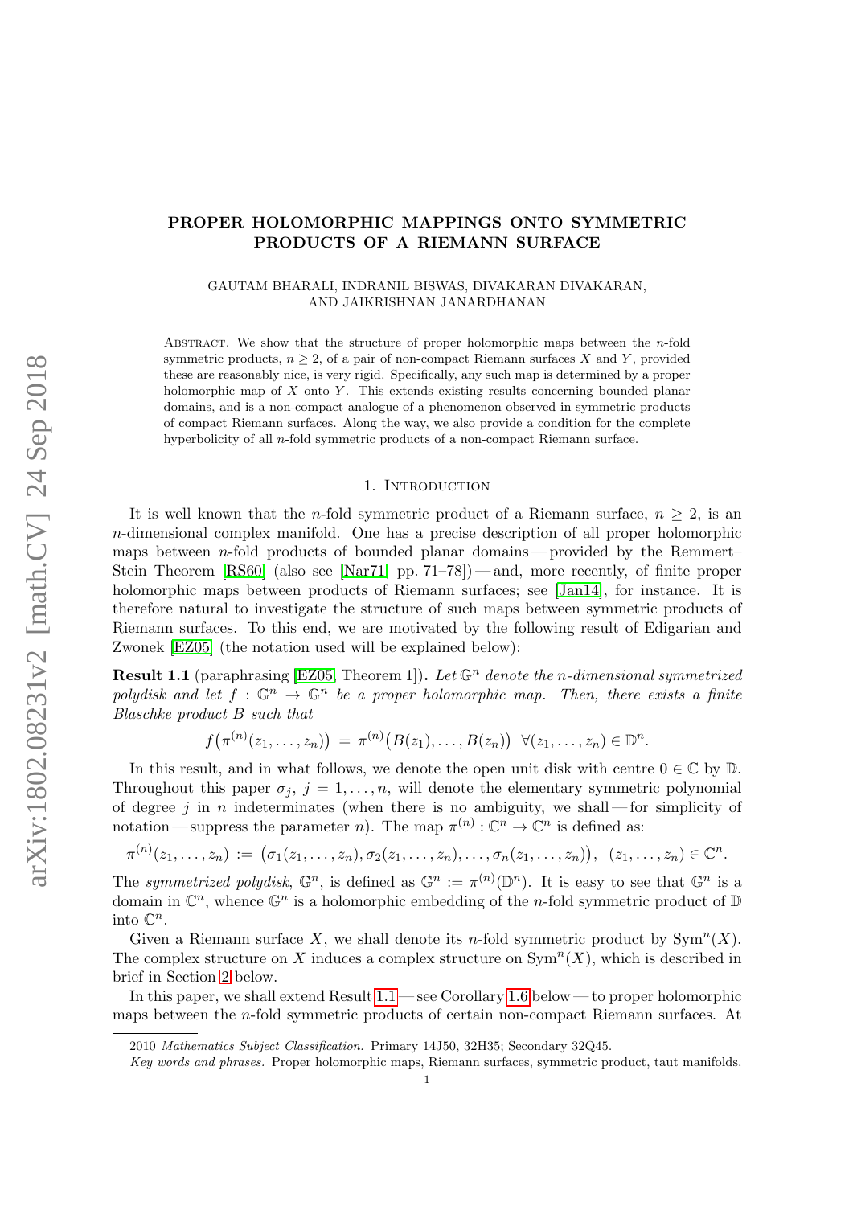# PROPER HOLOMORPHIC MAPPINGS ONTO SYMMETRIC PRODUCTS OF A RIEMANN SURFACE

GAUTAM BHARALI, INDRANIL BISWAS, DIVAKARAN DIVAKARAN, AND JAIKRISHNAN JANARDHANAN

Abstract. We show that the structure of proper holomorphic maps between the $n$-fold symmetric products, $n \geq 2$, of a pair of non-compact Riemann surfaces $X$ and $Y$, provided these are reasonably nice, is very rigid. Specifically, any such map is determined by a proper holomorphic map of $X$ onto $Y$. This extends existing results concerning bounded planar domains, and is a non-compact analogue of a phenomenon observed in symmetric products of compact Riemann surfaces. Along the way, we also provide a condition for the complete hyperbolicity of all $n$-fold symmetric products of a non-compact Riemann surface.

## 1. Introduction

It is well known that the $n$-fold symmetric product of a Riemann surface, $n \geq 2$, is an $n$-dimensional complex manifold. One has a precise description of all proper holomorphic maps between $n$-fold products of bounded planar domains — provided by the Remmert–Stein Theorem [RS60] (also see [Nar71, pp. 71–78]) — and, more recently, of finite proper holomorphic maps between products of Riemann surfaces; see [Jan14], for instance. It is therefore natural to investigate the structure of such maps between symmetric products of Riemann surfaces. To this end, we are motivated by the following result of Edigarian and Zwonek [EZ05] (the notation used will be explained below):

**Result 1.1** (paraphrasing [EZ05, Theorem 1]). *Let $\mathbb{G}^n$ denote the $n$-dimensional symmetrized polydisk and let $f : \mathbb{G}^n \to \mathbb{G}^n$ be a proper holomorphic map. Then, there exists a finite Blaschke product $B$ such that*

$$f\big(\pi^{(n)}(z_1, \dots, z_n)\big) \;=\; \pi^{(n)}\big(B(z_1), \dots, B(z_n)\big) \;\; \forall (z_1, \dots, z_n) \in \mathbb{D}^n.$$

In this result, and in what follows, we denote the open unit disk with centre $0 \in \mathbb{C}$ by $\mathbb{D}$. Throughout this paper $\sigma_j$, $j = 1, \dots, n$, will denote the elementary symmetric polynomial of degree $j$ in $n$ indeterminates (when there is no ambiguity, we shall — for simplicity of notation — suppress the parameter $n$). The map $\pi^{(n)} : \mathbb{C}^n \to \mathbb{C}^n$ is defined as:

$$\pi^{(n)}(z_1, \dots, z_n) := \big(\sigma_1(z_1, \dots, z_n), \sigma_2(z_1, \dots, z_n), \dots, \sigma_n(z_1, \dots, z_n)\big), \;\; (z_1, \dots, z_n) \in \mathbb{C}^n.$$

The *symmetrized polydisk*, $\mathbb{G}^n$, is defined as $\mathbb{G}^n := \pi^{(n)}(\mathbb{D}^n)$. It is easy to see that $\mathbb{G}^n$ is a domain in $\mathbb{C}^n$, whence $\mathbb{G}^n$ is a holomorphic embedding of the $n$-fold symmetric product of $\mathbb{D}$ into $\mathbb{C}^n$.

Given a Riemann surface $X$, we shall denote its $n$-fold symmetric product by $\mathrm{Sym}^n(X)$. The complex structure on $X$ induces a complex structure on $\mathrm{Sym}^n(X)$, which is described in brief in Section 2 below.

In this paper, we shall extend Result 1.1 — see Corollary 1.6 below — to proper holomorphic maps between the $n$-fold symmetric products of certain non-compact Riemann surfaces. At

2010 *Mathematics Subject Classification.* Primary 14J50, 32H35; Secondary 32Q45.

*Key words and phrases.* Proper holomorphic maps, Riemann surfaces, symmetric product, taut manifolds.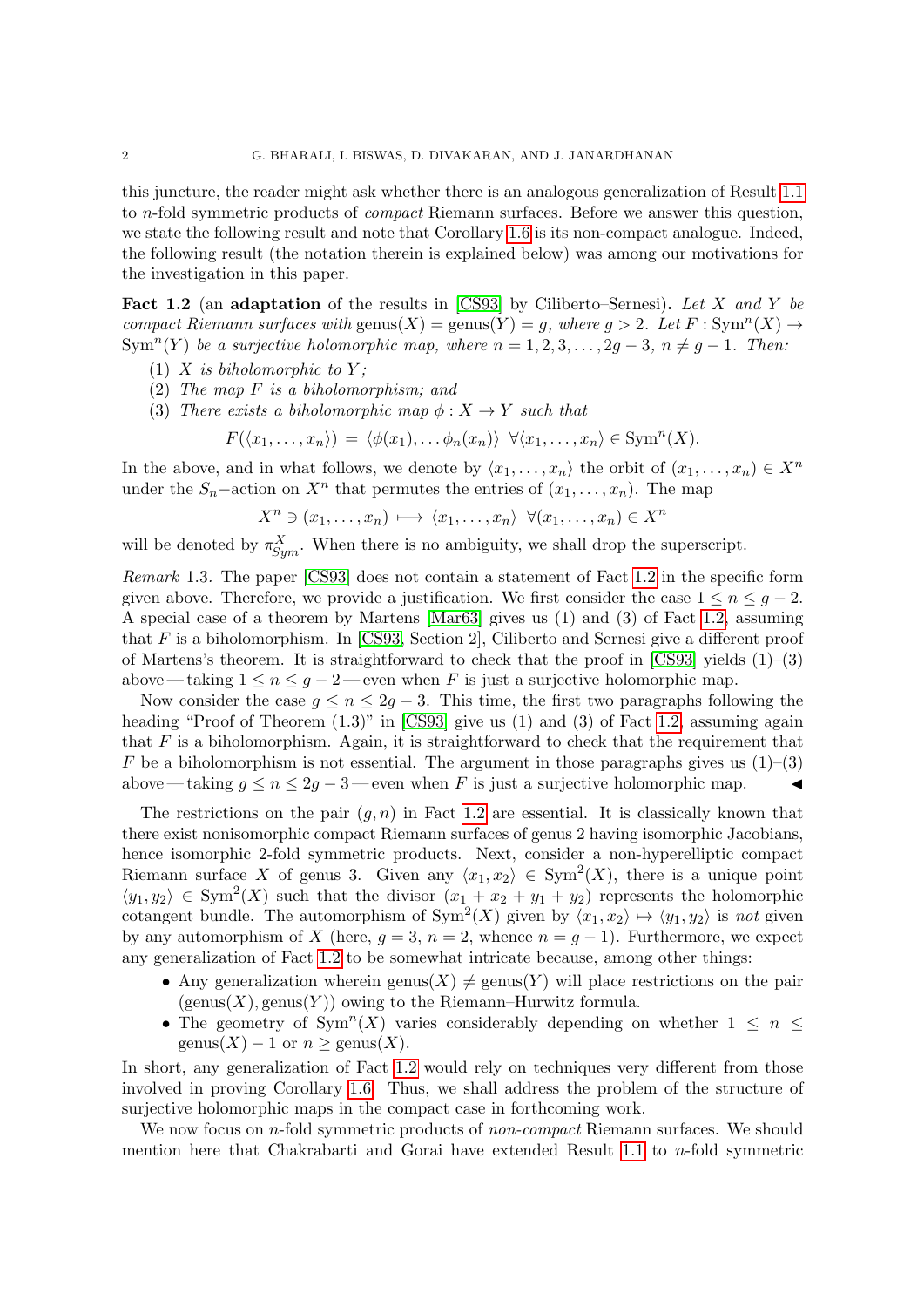this juncture, the reader might ask whether there is an analogous generalization of Result 1.1 to $n$-fold symmetric products of *compact* Riemann surfaces. Before we answer this question, we state the following result and note that Corollary 1.6 is its non-compact analogue. Indeed, the following result (the notation therein is explained below) was among our motivations for the investigation in this paper.

**Fact 1.2** (an **adaptation** of the results in [CS93] by Ciliberto–Sernesi)**.** *Let $X$ and $Y$ be compact Riemann surfaces with* $\mathrm{genus}(X) = \mathrm{genus}(Y) = g$*, where $g > 2$. Let $F : \mathrm{Sym}^n(X) \to \mathrm{Sym}^n(Y)$ be a surjective holomorphic map, where $n = 1, 2, 3, \dots, 2g-3$, $n \neq g-1$. Then:*

1. *$X$ is biholomorphic to $Y$;*
2. *The map $F$ is a biholomorphism; and*
3. *There exists a biholomorphic map $\phi : X \to Y$ such that*
$$F(\langle x_1, \dots, x_n \rangle) = \langle \phi(x_1), \dots \phi_n(x_n) \rangle \;\; \forall \langle x_1, \dots, x_n \rangle \in \mathrm{Sym}^n(X).$$

In the above, and in what follows, we denote by $\langle x_1, \dots, x_n \rangle$ the orbit of $(x_1, \dots, x_n) \in X^n$ under the $S_n$–action on $X^n$ that permutes the entries of $(x_1, \dots, x_n)$. The map

$$X^n \ni (x_1, \dots, x_n) \longmapsto \langle x_1, \dots, x_n \rangle \;\; \forall (x_1, \dots, x_n) \in X^n$$

will be denoted by $\pi^X_{Sym}$. When there is no ambiguity, we shall drop the superscript.

*Remark* 1.3. The paper [CS93] does not contain a statement of Fact 1.2 in the specific form given above. Therefore, we provide a justification. We first consider the case $1 \leq n \leq g-2$. A special case of a theorem by Martens [Mar63] gives us (1) and (3) of Fact 1.2, assuming that $F$ is a biholomorphism. In [CS93, Section 2], Ciliberto and Sernesi give a different proof of Martens's theorem. It is straightforward to check that the proof in [CS93] yields (1)–(3) above — taking $1 \leq n \leq g-2$ — even when $F$ is just a surjective holomorphic map.

Now consider the case $g \leq n \leq 2g-3$. This time, the first two paragraphs following the heading "Proof of Theorem (1.3)" in [CS93] give us (1) and (3) of Fact 1.2, assuming again that $F$ is a biholomorphism. Again, it is straightforward to check that the requirement that $F$ be a biholomorphism is not essential. The argument in those paragraphs gives us (1)–(3) above — taking $g \leq n \leq 2g-3$ — even when $F$ is just a surjective holomorphic map. ◀

The restrictions on the pair $(g, n)$ in Fact 1.2 are essential. It is classically known that there exist nonisomorphic compact Riemann surfaces of genus 2 having isomorphic Jacobians, hence isomorphic 2-fold symmetric products. Next, consider a non-hyperelliptic compact Riemann surface $X$ of genus 3. Given any $\langle x_1, x_2 \rangle \in \mathrm{Sym}^2(X)$, there is a unique point $\langle y_1, y_2 \rangle \in \mathrm{Sym}^2(X)$ such that the divisor $(x_1 + x_2 + y_1 + y_2)$ represents the holomorphic cotangent bundle. The automorphism of $\mathrm{Sym}^2(X)$ given by $\langle x_1, x_2 \rangle \mapsto \langle y_1, y_2 \rangle$ is *not* given by any automorphism of $X$ (here, $g = 3$, $n = 2$, whence $n = g-1$). Furthermore, we expect any generalization of Fact 1.2 to be somewhat intricate because, among other things:

- Any generalization wherein $\mathrm{genus}(X) \neq \mathrm{genus}(Y)$ will place restrictions on the pair $(\mathrm{genus}(X), \mathrm{genus}(Y))$ owing to the Riemann–Hurwitz formula.
- The geometry of $\mathrm{Sym}^n(X)$ varies considerably depending on whether $1 \leq n \leq \mathrm{genus}(X) - 1$ or $n \geq \mathrm{genus}(X)$.

In short, any generalization of Fact 1.2 would rely on techniques very different from those involved in proving Corollary 1.6. Thus, we shall address the problem of the structure of surjective holomorphic maps in the compact case in forthcoming work.

We now focus on $n$-fold symmetric products of *non-compact* Riemann surfaces. We should mention here that Chakrabarti and Gorai have extended Result 1.1 to $n$-fold symmetric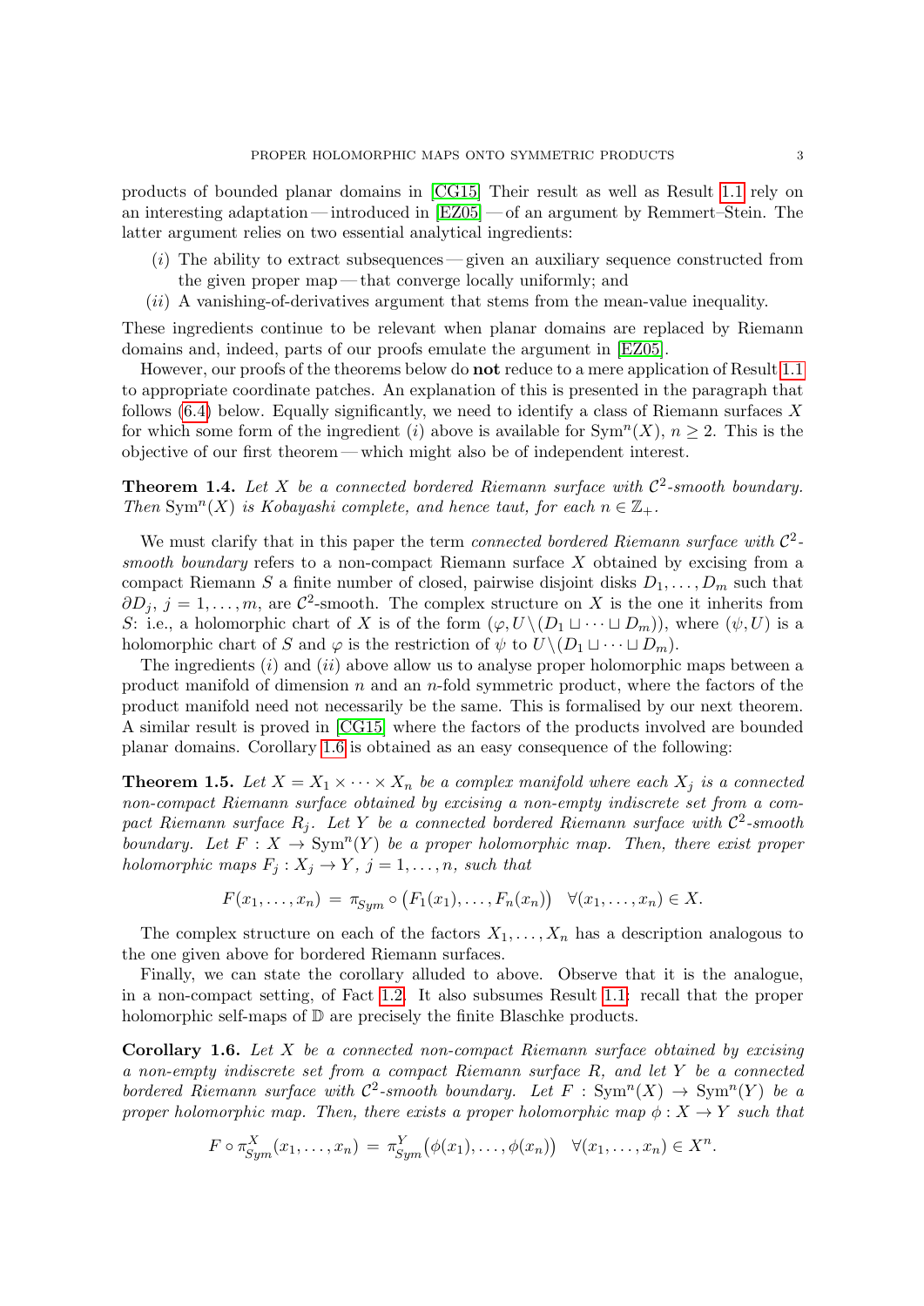products of bounded planar domains in [CG15] Their result as well as Result 1.1 rely on an interesting adaptation — introduced in [EZ05] — of an argument by Remmert–Stein. The latter argument relies on two essential analytical ingredients:

- $(i)$ The ability to extract subsequences — given an auxiliary sequence constructed from the given proper map — that converge locally uniformly; and
- $(ii)$ A vanishing-of-derivatives argument that stems from the mean-value inequality.

These ingredients continue to be relevant when planar domains are replaced by Riemann domains and, indeed, parts of our proofs emulate the argument in [EZ05].

However, our proofs of the theorems below do **not** reduce to a mere application of Result 1.1 to appropriate coordinate patches. An explanation of this is presented in the paragraph that follows (6.4) below. Equally significantly, we need to identify a class of Riemann surfaces $X$ for which some form of the ingredient $(i)$ above is available for $\mathrm{Sym}^n(X)$, $n \geq 2$. This is the objective of our first theorem — which might also be of independent interest.

**Theorem 1.4.** *Let $X$ be a connected bordered Riemann surface with $\mathcal{C}^2$-smooth boundary. Then $\mathrm{Sym}^n(X)$ is Kobayashi complete, and hence taut, for each $n \in \mathbb{Z}_+$.*

We must clarify that in this paper the term *connected bordered Riemann surface with $\mathcal{C}^2$-smooth boundary* refers to a non-compact Riemann surface $X$ obtained by excising from a compact Riemann $S$ a finite number of closed, pairwise disjoint disks $D_1, \dots, D_m$ such that $\partial D_j$, $j = 1, \dots, m$, are $\mathcal{C}^2$-smooth. The complex structure on $X$ is the one it inherits from $S$: i.e., a holomorphic chart of $X$ is of the form $(\varphi, U \setminus (D_1 \sqcup \dots \sqcup D_m))$, where $(\psi, U)$ is a holomorphic chart of $S$ and $\varphi$ is the restriction of $\psi$ to $U \setminus (D_1 \sqcup \dots \sqcup D_m)$.

The ingredients $(i)$ and $(ii)$ above allow us to analyse proper holomorphic maps between a product manifold of dimension $n$ and an $n$-fold symmetric product, where the factors of the product manifold need not necessarily be the same. This is formalised by our next theorem. A similar result is proved in [CG15] where the factors of the products involved are bounded planar domains. Corollary 1.6 is obtained as an easy consequence of the following:

**Theorem 1.5.** *Let $X = X_1 \times \dots \times X_n$ be a complex manifold where each $X_j$ is a connected non-compact Riemann surface obtained by excising a non-empty indiscrete set from a compact Riemann surface $R_j$. Let $Y$ be a connected bordered Riemann surface with $\mathcal{C}^2$-smooth boundary. Let $F : X \to \mathrm{Sym}^n(Y)$ be a proper holomorphic map. Then, there exist proper holomorphic maps $F_j : X_j \to Y$, $j = 1, \dots, n$, such that*

$$F(x_1, \dots, x_n) \,=\, \pi_{Sym} \circ \big(F_1(x_1), \dots, F_n(x_n)\big) \quad \forall (x_1, \dots, x_n) \in X.$$

The complex structure on each of the factors $X_1, \dots, X_n$ has a description analogous to the one given above for bordered Riemann surfaces.

Finally, we can state the corollary alluded to above. Observe that it is the analogue, in a non-compact setting, of Fact 1.2. It also subsumes Result 1.1: recall that the proper holomorphic self-maps of $\mathbb{D}$ are precisely the finite Blaschke products.

**Corollary 1.6.** *Let $X$ be a connected non-compact Riemann surface obtained by excising a non-empty indiscrete set from a compact Riemann surface $R$, and let $Y$ be a connected bordered Riemann surface with $\mathcal{C}^2$-smooth boundary. Let $F : \mathrm{Sym}^n(X) \to \mathrm{Sym}^n(Y)$ be a proper holomorphic map. Then, there exists a proper holomorphic map $\phi : X \to Y$ such that*

$$F \circ \pi^X_{Sym}(x_1, \dots, x_n) \,=\, \pi^Y_{Sym}\big(\phi(x_1), \dots, \phi(x_n)\big) \quad \forall (x_1, \dots, x_n) \in X^n.$$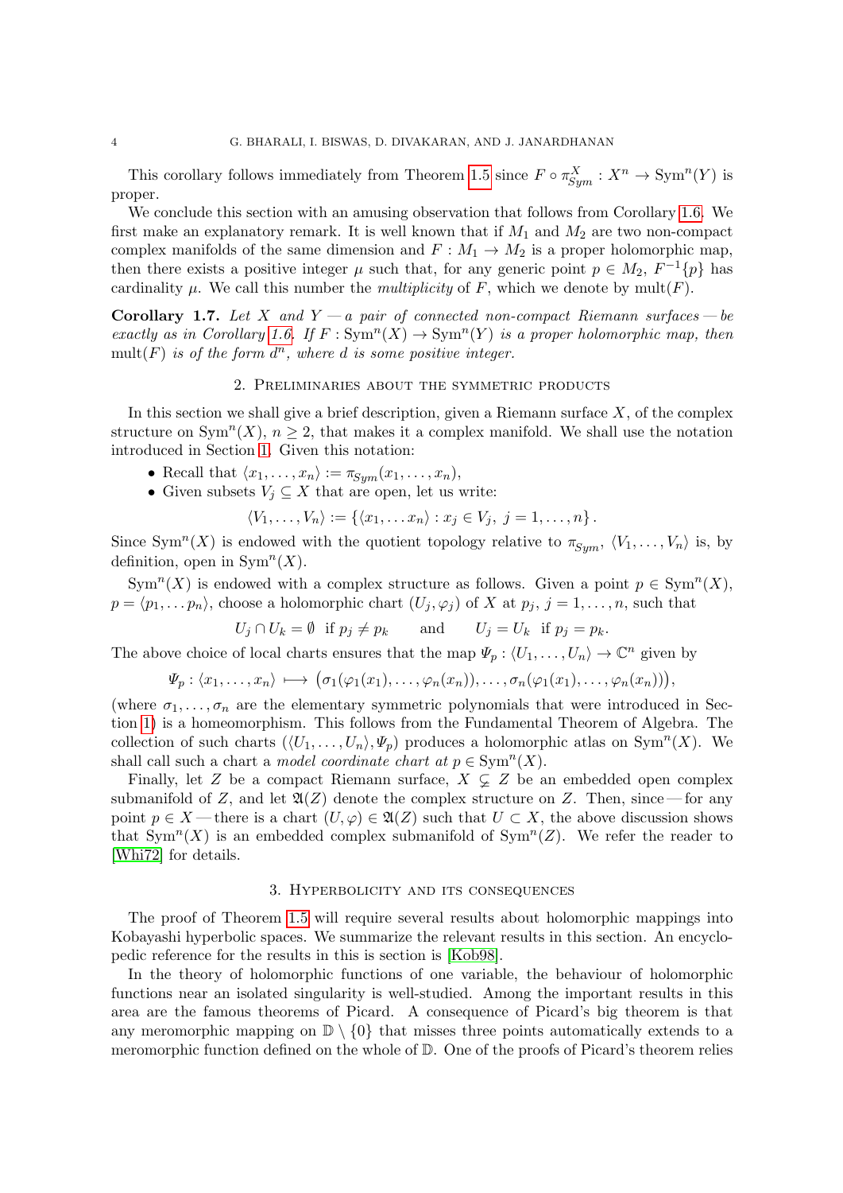This corollary follows immediately from Theorem 1.5 since $F \circ \pi^X_{Sym} : X^n \to \mathrm{Sym}^n(Y)$ is proper.

We conclude this section with an amusing observation that follows from Corollary 1.6. We first make an explanatory remark. It is well known that if $M_1$ and $M_2$ are two non-compact complex manifolds of the same dimension and $F : M_1 \to M_2$ is a proper holomorphic map, then there exists a positive integer $\mu$ such that, for any generic point $p \in M_2$, $F^{-1}\{p\}$ has cardinality $\mu$. We call this number the *multiplicity* of $F$, which we denote by $\mathrm{mult}(F)$.

**Corollary 1.7.** *Let $X$ and $Y$ — a pair of connected non-compact Riemann surfaces — be exactly as in Corollary 1.6. If $F : \mathrm{Sym}^n(X) \to \mathrm{Sym}^n(Y)$ is a proper holomorphic map, then $\mathrm{mult}(F)$ is of the form $d^n$, where $d$ is some positive integer.*

## 2. Preliminaries about the symmetric products

In this section we shall give a brief description, given a Riemann surface $X$, of the complex structure on $\mathrm{Sym}^n(X)$, $n \geq 2$, that makes it a complex manifold. We shall use the notation introduced in Section 1. Given this notation:

- Recall that $\langle x_1, \dots, x_n \rangle := \pi_{Sym}(x_1, \dots, x_n)$,
- Given subsets $V_j \subseteq X$ that are open, let us write:

$$\langle V_1, \dots, V_n \rangle := \{\langle x_1, \dots x_n \rangle : x_j \in V_j,\ j = 1, \dots, n\}.$$

Since $\mathrm{Sym}^n(X)$ is endowed with the quotient topology relative to $\pi_{Sym}$, $\langle V_1, \dots, V_n \rangle$ is, by definition, open in $\mathrm{Sym}^n(X)$.

$\mathrm{Sym}^n(X)$ is endowed with a complex structure as follows. Given a point $p \in \mathrm{Sym}^n(X)$, $p = \langle p_1, \dots p_n \rangle$, choose a holomorphic chart $(U_j, \varphi_j)$ of $X$ at $p_j$, $j = 1, \dots, n$, such that

$$U_j \cap U_k = \emptyset \ \text{ if } p_j \neq p_k \qquad \text{and} \qquad U_j = U_k \ \text{ if } p_j = p_k.$$

The above choice of local charts ensures that the map $\Psi_p : \langle U_1, \dots, U_n \rangle \to \mathbb{C}^n$ given by

$$\Psi_p : \langle x_1, \dots, x_n \rangle \longmapsto \big(\sigma_1(\varphi_1(x_1), \dots, \varphi_n(x_n)), \dots, \sigma_n(\varphi_1(x_1), \dots, \varphi_n(x_n))\big),$$

(where $\sigma_1, \dots, \sigma_n$ are the elementary symmetric polynomials that were introduced in Section 1) is a homeomorphism. This follows from the Fundamental Theorem of Algebra. The collection of such charts $(\langle U_1, \dots, U_n \rangle, \Psi_p)$ produces a holomorphic atlas on $\mathrm{Sym}^n(X)$. We shall call such a chart a *model coordinate chart at* $p \in \mathrm{Sym}^n(X)$.

Finally, let $Z$ be a compact Riemann surface, $X \subsetneq Z$ be an embedded open complex submanifold of $Z$, and let $\mathfrak{A}(Z)$ denote the complex structure on $Z$. Then, since — for any point $p \in X$ — there is a chart $(U, \varphi) \in \mathfrak{A}(Z)$ such that $U \subset X$, the above discussion shows that $\mathrm{Sym}^n(X)$ is an embedded complex submanifold of $\mathrm{Sym}^n(Z)$. We refer the reader to [Whi72] for details.

## 3. Hyperbolicity and its consequences

The proof of Theorem 1.5 will require several results about holomorphic mappings into Kobayashi hyperbolic spaces. We summarize the relevant results in this section. An encyclopedic reference for the results in this is section is [Kob98].

In the theory of holomorphic functions of one variable, the behaviour of holomorphic functions near an isolated singularity is well-studied. Among the important results in this area are the famous theorems of Picard. A consequence of Picard's big theorem is that any meromorphic mapping on $\mathbb{D} \setminus \{0\}$ that misses three points automatically extends to a meromorphic function defined on the whole of $\mathbb{D}$. One of the proofs of Picard's theorem relies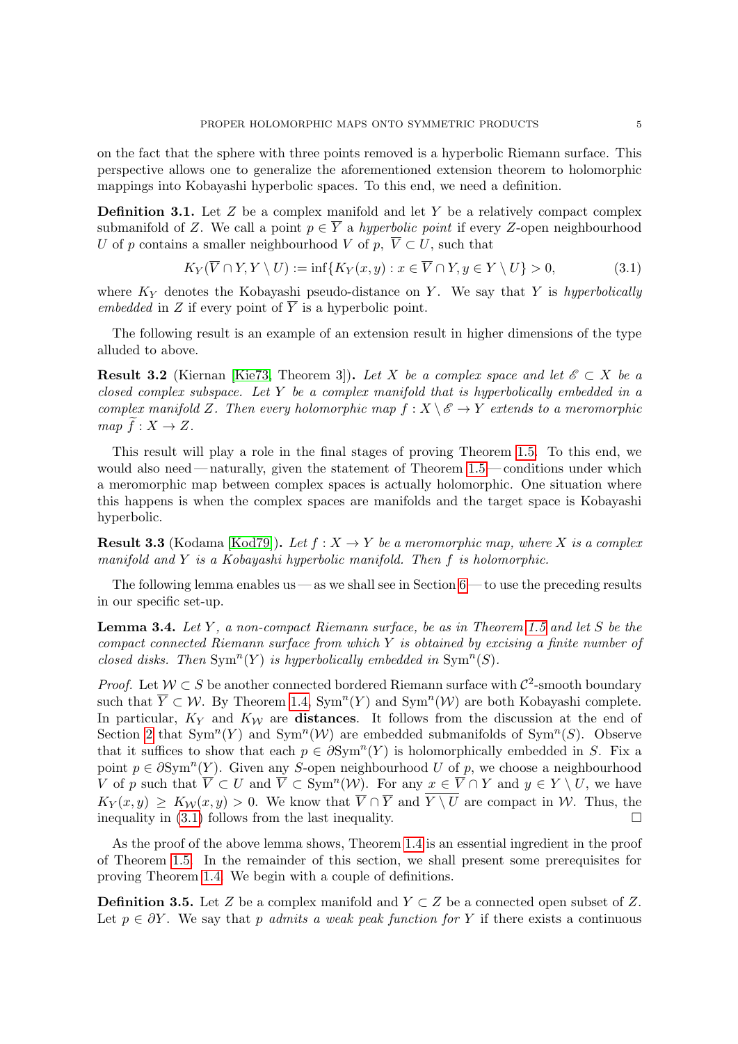on the fact that the sphere with three points removed is a hyperbolic Riemann surface. This perspective allows one to generalize the aforementioned extension theorem to holomorphic mappings into Kobayashi hyperbolic spaces. To this end, we need a definition.

**Definition 3.1.** Let $Z$ be a complex manifold and let $Y$ be a relatively compact complex submanifold of $Z$. We call a point $p \in \overline{Y}$ a *hyperbolic point* if every $Z$-open neighbourhood $U$ of $p$ contains a smaller neighbourhood $V$ of $p$, $\overline{V} \subset U$, such that

$$K_Y(\overline{V} \cap Y, Y \setminus U) := \inf\{K_Y(x, y) : x \in \overline{V} \cap Y, y \in Y \setminus U\} > 0, \tag{3.1}$$

where $K_Y$ denotes the Kobayashi pseudo-distance on $Y$. We say that $Y$ is *hyperbolically embedded* in $Z$ if every point of $\overline{Y}$ is a hyperbolic point.

The following result is an example of an extension result in higher dimensions of the type alluded to above.

**Result 3.2** (Kiernan [Kie73, Theorem 3])**.** *Let $X$ be a complex space and let $\mathscr{E} \subset X$ be a closed complex subspace. Let $Y$ be a complex manifold that is hyperbolically embedded in a complex manifold $Z$. Then every holomorphic map $f : X \setminus \mathscr{E} \to Y$ extends to a meromorphic map $\widetilde{f} : X \to Z$.*

This result will play a role in the final stages of proving Theorem 1.5. To this end, we would also need — naturally, given the statement of Theorem 1.5 — conditions under which a meromorphic map between complex spaces is actually holomorphic. One situation where this happens is when the complex spaces are manifolds and the target space is Kobayashi hyperbolic.

**Result 3.3** (Kodama [Kod79])**.** *Let $f : X \to Y$ be a meromorphic map, where $X$ is a complex manifold and $Y$ is a Kobayashi hyperbolic manifold. Then $f$ is holomorphic.*

The following lemma enables us — as we shall see in Section 6 — to use the preceding results in our specific set-up.

**Lemma 3.4.** *Let $Y$, a non-compact Riemann surface, be as in Theorem 1.5 and let $S$ be the compact connected Riemann surface from which $Y$ is obtained by excising a finite number of closed disks. Then $\mathrm{Sym}^n(Y)$ is hyperbolically embedded in $\mathrm{Sym}^n(S)$.*

*Proof.* Let $\mathcal{W} \subset S$ be another connected bordered Riemann surface with $\mathcal{C}^2$-smooth boundary such that $\overline{Y} \subset \mathcal{W}$. By Theorem 1.4, $\mathrm{Sym}^n(Y)$ and $\mathrm{Sym}^n(\mathcal{W})$ are both Kobayashi complete. In particular, $K_Y$ and $K_{\mathcal{W}}$ are **distances**. It follows from the discussion at the end of Section 2 that $\mathrm{Sym}^n(Y)$ and $\mathrm{Sym}^n(\mathcal{W})$ are embedded submanifolds of $\mathrm{Sym}^n(S)$. Observe that it suffices to show that each $p \in \partial\mathrm{Sym}^n(Y)$ is holomorphically embedded in $S$. Fix a point $p \in \partial\mathrm{Sym}^n(Y)$. Given any $S$-open neighbourhood $U$ of $p$, we choose a neighbourhood $V$ of $p$ such that $\overline{V} \subset U$ and $\overline{V} \subset \mathrm{Sym}^n(\mathcal{W})$. For any $x \in \overline{V} \cap Y$ and $y \in Y \setminus U$, we have $K_Y(x, y) \geq K_{\mathcal{W}}(x, y) > 0$. We know that $\overline{V} \cap \overline{Y}$ and $\overline{Y \setminus U}$ are compact in $\mathcal{W}$. Thus, the inequality in (3.1) follows from the last inequality. $\square$

As the proof of the above lemma shows, Theorem 1.4 is an essential ingredient in the proof of Theorem 1.5. In the remainder of this section, we shall present some prerequisites for proving Theorem 1.4. We begin with a couple of definitions.

**Definition 3.5.** Let $Z$ be a complex manifold and $Y \subset Z$ be a connected open subset of $Z$. Let $p \in \partial Y$. We say that $p$ *admits a weak peak function for* $Y$ if there exists a continuous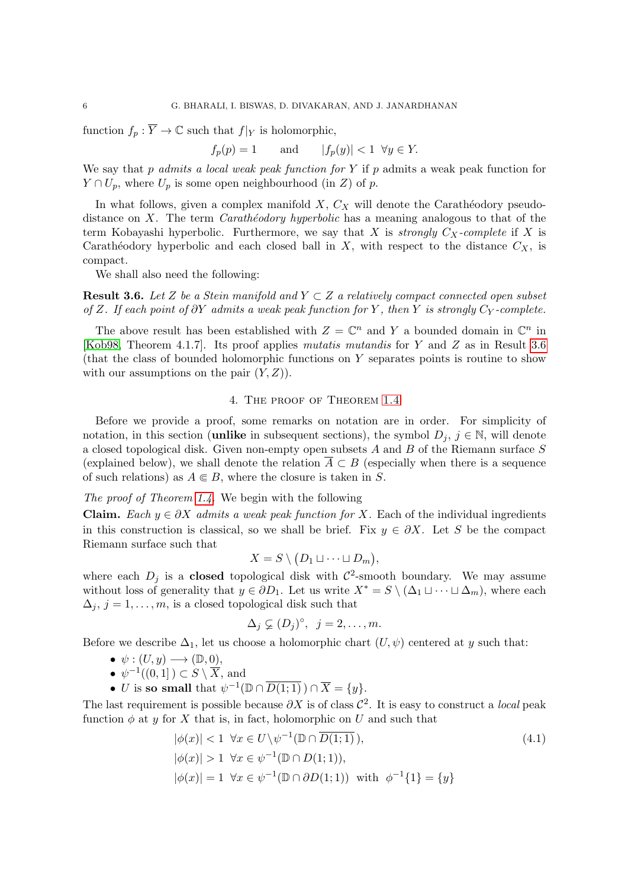function $f_p : \overline{Y} \to \mathbb{C}$ such that $f|_Y$ is holomorphic,

$$f_p(p) = 1 \qquad \text{and} \qquad |f_p(y)| < 1 \;\; \forall y \in Y.$$

We say that $p$ *admits a local weak peak function for* $Y$ if $p$ admits a weak peak function for $Y \cap U_p$, where $U_p$ is some open neighbourhood (in $Z$) of $p$.

In what follows, given a complex manifold $X$, $C_X$ will denote the Carathéodory pseudodistance on $X$. The term *Carathéodory hyperbolic* has a meaning analogous to that of the term Kobayashi hyperbolic. Furthermore, we say that $X$ is *strongly $C_X$-complete* if $X$ is Carathéodory hyperbolic and each closed ball in $X$, with respect to the distance $C_X$, is compact.

We shall also need the following:

**Result 3.6.** *Let $Z$ be a Stein manifold and $Y \subset Z$ a relatively compact connected open subset of $Z$. If each point of $\partial Y$ admits a weak peak function for $Y$, then $Y$ is strongly $C_Y$-complete.*

The above result has been established with $Z = \mathbb{C}^n$ and $Y$ a bounded domain in $\mathbb{C}^n$ in [Kob98, Theorem 4.1.7]. Its proof applies *mutatis mutandis* for $Y$ and $Z$ as in Result 3.6 (that the class of bounded holomorphic functions on $Y$ separates points is routine to show with our assumptions on the pair $(Y, Z)$).

## 4. The proof of Theorem 1.4

Before we provide a proof, some remarks on notation are in order. For simplicity of notation, in this section (**unlike** in subsequent sections), the symbol $D_j$, $j \in \mathbb{N}$, will denote a closed topological disk. Given non-empty open subsets $A$ and $B$ of the Riemann surface $S$ (explained below), we shall denote the relation $\overline{A} \subset B$ (especially when there is a sequence of such relations) as $A \Subset B$, where the closure is taken in $S$.

*The proof of Theorem 1.4.* We begin with the following

**Claim.** *Each $y \in \partial X$ admits a weak peak function for $X$.* Each of the individual ingredients in this construction is classical, so we shall be brief. Fix $y \in \partial X$. Let $S$ be the compact Riemann surface such that

$$X = S \setminus \big(D_1 \sqcup \dots \sqcup D_m\big),$$

where each $D_j$ is a **closed** topological disk with $\mathcal{C}^2$-smooth boundary. We may assume without loss of generality that $y \in \partial D_1$. Let us write $X^* = S \setminus (\Delta_1 \sqcup \dots \sqcup \Delta_m)$, where each $\Delta_j$, $j = 1, \dots, m$, is a closed topological disk such that

$$\Delta_j \subsetneq (D_j)^\circ, \;\; j = 2, \dots, m.$$

Before we describe $\Delta_1$, let us choose a holomorphic chart $(U, \psi)$ centered at $y$ such that:

- $\psi : (U, y) \longrightarrow (\mathbb{D}, 0)$,
- $\psi^{-1}((0, 1]\,) \subset S \setminus \overline{X}$, and
- $U$ is **so small** that $\psi^{-1}(\mathbb{D} \cap \overline{D(1;1)}\,) \cap \overline{X} = \{y\}$.

The last requirement is possible because $\partial X$ is of class $\mathcal{C}^2$. It is easy to construct a *local* peak function $\phi$ at $y$ for $X$ that is, in fact, holomorphic on $U$ and such that

$$\begin{aligned} &|\phi(x)| < 1 \;\; \forall x \in U \setminus \psi^{-1}(\mathbb{D} \cap \overline{D(1;1)}\,), \\ &|\phi(x)| > 1 \;\; \forall x \in \psi^{-1}(\mathbb{D} \cap D(1;1)), \\ &|\phi(x)| = 1 \;\; \forall x \in \psi^{-1}(\mathbb{D} \cap \partial D(1;1)) \;\; \text{with} \;\; \phi^{-1}\{1\} = \{y\} \end{aligned} \tag{4.1}$$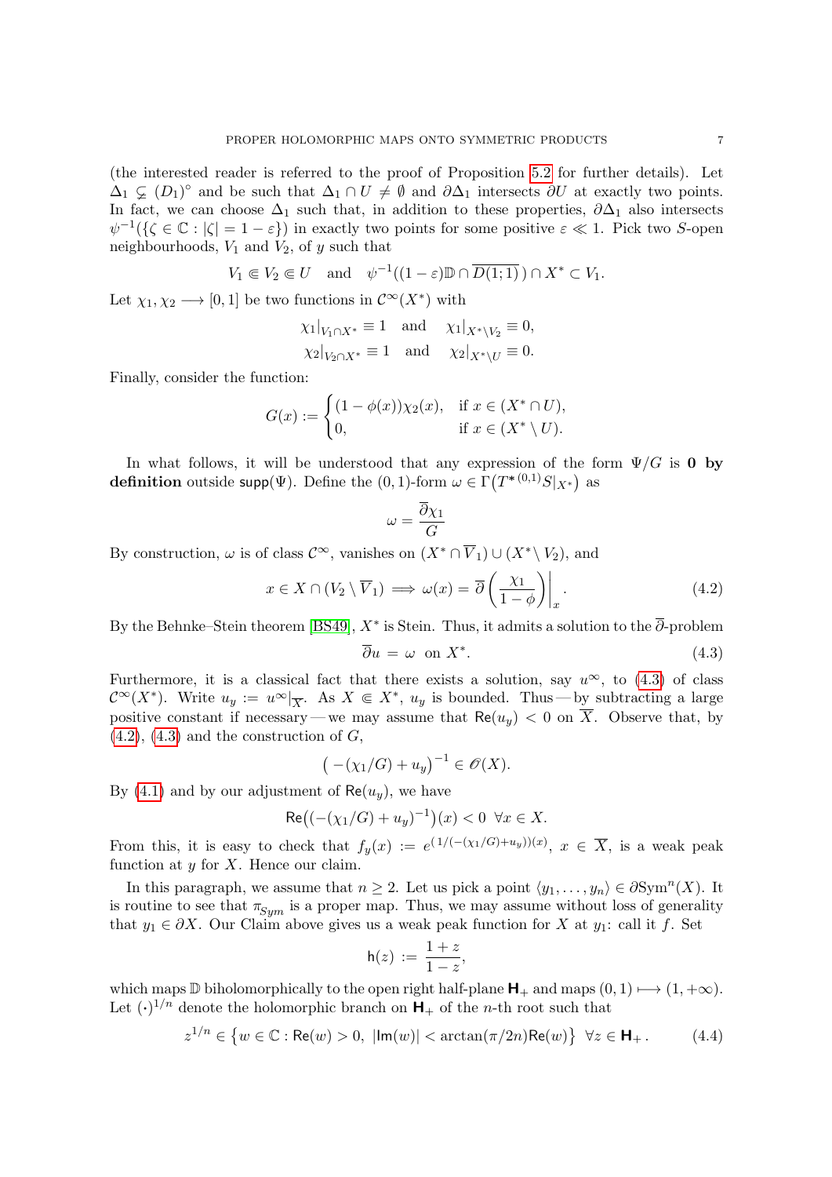(the interested reader is referred to the proof of Proposition 5.2 for further details). Let $\Delta_1 \subsetneq (D_1)^\circ$ and be such that $\Delta_1 \cap U \neq \emptyset$ and $\partial\Delta_1$ intersects $\partial U$ at exactly two points. In fact, we can choose $\Delta_1$ such that, in addition to these properties, $\partial\Delta_1$ also intersects $\psi^{-1}(\{\zeta \in \mathbb{C} : |\zeta| = 1-\varepsilon\})$ in exactly two points for some positive $\varepsilon \ll 1$. Pick two $S$-open neighbourhoods, $V_1$ and $V_2$, of $y$ such that

$$V_1 \Subset V_2 \Subset U \quad \text{and} \quad \psi^{-1}((1-\varepsilon)\mathbb{D} \cap \overline{D(1;1)}\,) \cap X^* \subset V_1.$$

Let $\chi_1, \chi_2 \longrightarrow [0,1]$ be two functions in $\mathcal{C}^\infty(X^*)$ with

$$\chi_1|_{V_1 \cap X^*} \equiv 1 \quad \text{and} \quad \chi_1|_{X^* \setminus V_2} \equiv 0,$$
$$\chi_2|_{V_2 \cap X^*} \equiv 1 \quad \text{and} \quad \chi_2|_{X^* \setminus U} \equiv 0.$$

Finally, consider the function:

$$G(x) := \begin{cases} (1-\phi(x))\chi_2(x), & \text{if } x \in (X^* \cap U), \\ 0, & \text{if } x \in (X^* \setminus U). \end{cases}$$

In what follows, it will be understood that any expression of the form $\Psi/G$ is **0 by definition** outside $\mathsf{supp}(\Psi)$. Define the $(0,1)$-form $\omega \in \Gamma\big(T^{*\,(0,1)}S|_{X^*}\big)$ as

$$\omega = \frac{\overline{\partial}\chi_1}{G}$$

By construction, $\omega$ is of class $\mathcal{C}^\infty$, vanishes on $(X^* \cap \overline{V}_1) \cup (X^* \setminus V_2)$, and

$$x \in X \cap (V_2 \setminus \overline{V}_1) \implies \omega(x) = \overline{\partial}\left(\frac{\chi_1}{1-\phi}\right)\bigg|_x. \tag{4.2}$$

By the Behnke–Stein theorem [BS49], $X^*$ is Stein. Thus, it admits a solution to the $\overline{\partial}$-problem

$$\overline{\partial}u \;=\; \omega \;\; \text{on } X^*. \tag{4.3}$$

Furthermore, it is a classical fact that there exists a solution, say $u^\infty$, to (4.3) of class $\mathcal{C}^\infty(X^*)$. Write $u_y := u^\infty|_{\overline{X}}$. As $X \Subset X^*$, $u_y$ is bounded. Thus — by subtracting a large positive constant if necessary — we may assume that $\mathsf{Re}(u_y) < 0$ on $\overline{X}$. Observe that, by (4.2), (4.3) and the construction of $G$,

$$\big(-(\chi_1/G) + u_y\big)^{-1} \in \mathscr{O}(X).$$

By (4.1) and by our adjustment of $\mathsf{Re}(u_y)$, we have

$$\mathsf{Re}\big((-(\chi_1/G) + u_y)^{-1}\big)(x) < 0 \;\; \forall x \in X.$$

From this, it is easy to check that $f_y(x) := e^{(1/(-(\chi_1/G)+u_y))(x)}$, $x \in \overline{X}$, is a weak peak function at $y$ for $X$. Hence our claim.

In this paragraph, we assume that $n \geq 2$. Let us pick a point $\langle y_1, \dots, y_n\rangle \in \partial\mathrm{Sym}^n(X)$. It is routine to see that $\pi_{Sym}$ is a proper map. Thus, we may assume without loss of generality that $y_1 \in \partial X$. Our Claim above gives us a weak peak function for $X$ at $y_1$: call it $f$. Set

$$\mathsf{h}(z) \;:=\; \frac{1+z}{1-z},$$

which maps $\mathbb{D}$ biholomorphically to the open right half-plane $\mathbf{H}_+$ and maps $(0,1) \longmapsto (1,+\infty)$. Let $(\boldsymbol{\cdot})^{1/n}$ denote the holomorphic branch on $\mathbf{H}_+$ of the $n$-th root such that

$$z^{1/n} \in \big\{w \in \mathbb{C} : \mathsf{Re}(w) > 0,\; |\mathsf{Im}(w)| < \arctan(\pi/2n)\mathsf{Re}(w)\big\} \;\; \forall z \in \mathbf{H}_+. \tag{4.4}$$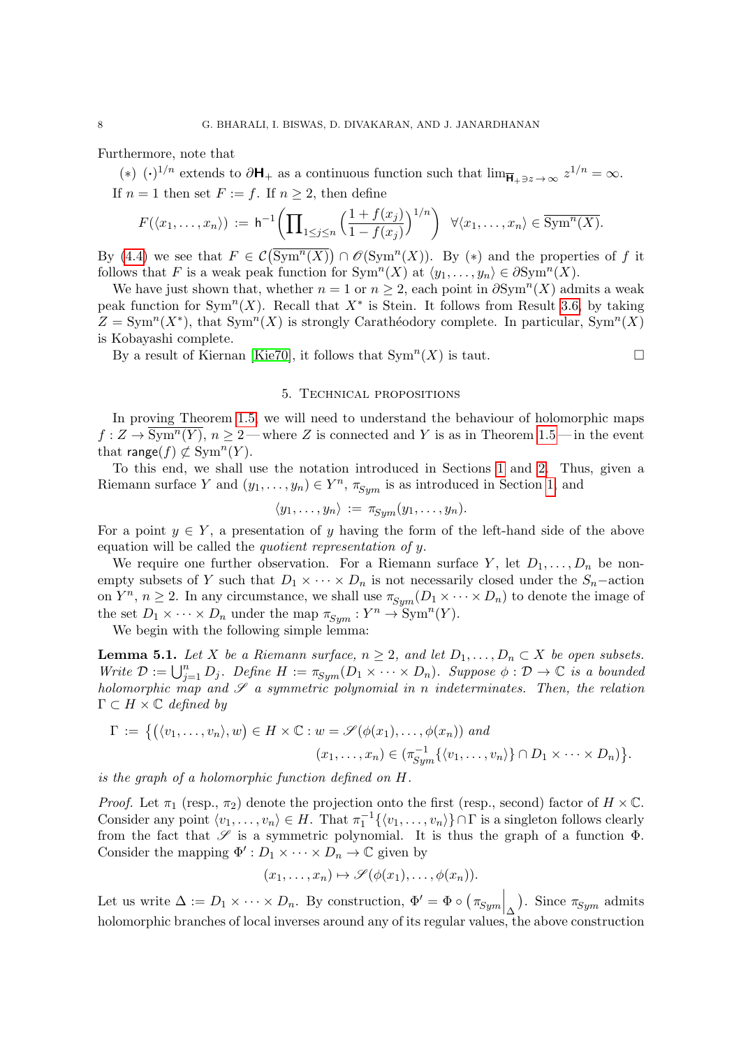Furthermore, note that

$(*)$ $(\cdot)^{1/n}$ extends to $\partial\mathbf{H}_+$ as a continuous function such that $\lim_{\overline{\mathbf{H}}_+\ni z\to\infty} z^{1/n} = \infty$.

If $n = 1$ then set $F := f$. If $n \geq 2$, then define

$$F(\langle x_1, \dots, x_n\rangle) := \mathsf{h}^{-1}\left(\prod_{1\leq j\leq n}\left(\frac{1+f(x_j)}{1-f(x_j)}\right)^{1/n}\right) \quad \forall \langle x_1, \dots, x_n\rangle \in \overline{\mathrm{Sym}^n(X)}.$$

By (4.4) we see that $F \in \mathcal{C}\big(\overline{\mathrm{Sym}^n(X)}\big) \cap \mathscr{O}(\mathrm{Sym}^n(X))$. By $(*)$ and the properties of $f$ it follows that $F$ is a weak peak function for $\mathrm{Sym}^n(X)$ at $\langle y_1, \dots, y_n\rangle \in \partial\mathrm{Sym}^n(X)$.

We have just shown that, whether $n = 1$ or $n \geq 2$, each point in $\partial\mathrm{Sym}^n(X)$ admits a weak peak function for $\mathrm{Sym}^n(X)$. Recall that $X^*$ is Stein. It follows from Result 3.6, by taking $Z = \mathrm{Sym}^n(X^*)$, that $\mathrm{Sym}^n(X)$ is strongly Carathéodory complete. In particular, $\mathrm{Sym}^n(X)$ is Kobayashi complete.

By a result of Kiernan [Kie70], it follows that $\mathrm{Sym}^n(X)$ is taut. $\square$

## 5. Technical propositions

In proving Theorem 1.5, we will need to understand the behaviour of holomorphic maps $f : Z \to \overline{\mathrm{Sym}^n(Y)}$, $n \geq 2$ — where $Z$ is connected and $Y$ is as in Theorem 1.5 — in the event that $\mathsf{range}(f) \not\subset \mathrm{Sym}^n(Y)$.

To this end, we shall use the notation introduced in Sections 1 and 2. Thus, given a Riemann surface $Y$ and $(y_1, \dots, y_n) \in Y^n$, $\pi_{Sym}$ is as introduced in Section 1, and

$$\langle y_1, \dots, y_n\rangle := \pi_{Sym}(y_1, \dots, y_n).$$

For a point $y \in Y$, a presentation of $y$ having the form of the left-hand side of the above equation will be called the *quotient representation of* $y$.

We require one further observation. For a Riemann surface $Y$, let $D_1, \dots, D_n$ be non-empty subsets of $Y$ such that $D_1 \times \dots \times D_n$ is not necessarily closed under the $S_n$–action on $Y^n$, $n \geq 2$. In any circumstance, we shall use $\pi_{Sym}(D_1 \times \dots \times D_n)$ to denote the image of the set $D_1 \times \dots \times D_n$ under the map $\pi_{Sym} : Y^n \to \mathrm{Sym}^n(Y)$.

We begin with the following simple lemma:

**Lemma 5.1.** *Let $X$ be a Riemann surface, $n \geq 2$, and let $D_1, \dots, D_n \subset X$ be open subsets. Write $\mathcal{D} := \bigcup_{j=1}^n D_j$. Define $H := \pi_{Sym}(D_1 \times \dots \times D_n)$. Suppose $\phi : \mathcal{D} \to \mathbb{C}$ is a bounded holomorphic map and $\mathscr{S}$ a symmetric polynomial in $n$ indeterminates. Then, the relation $\Gamma \subset H \times \mathbb{C}$ defined by*

$$\Gamma := \big\{\big(\langle v_1, \dots, v_n\rangle, w\big) \in H \times \mathbb{C} : w = \mathscr{S}(\phi(x_1), \dots, \phi(x_n)) \text{ and } (x_1, \dots, x_n) \in (\pi_{Sym}^{-1}\{\langle v_1, \dots, v_n\rangle\} \cap D_1 \times \dots \times D_n)\big\}.$$

*is the graph of a holomorphic function defined on $H$.*

*Proof.* Let $\pi_1$ (resp., $\pi_2$) denote the projection onto the first (resp., second) factor of $H \times \mathbb{C}$. Consider any point $\langle v_1, \dots, v_n\rangle \in H$. That $\pi_1^{-1}\{\langle v_1, \dots, v_n\rangle\} \cap \Gamma$ is a singleton follows clearly from the fact that $\mathscr{S}$ is a symmetric polynomial. It is thus the graph of a function $\Phi$. Consider the mapping $\Phi' : D_1 \times \dots \times D_n \to \mathbb{C}$ given by

$$(x_1, \dots, x_n) \mapsto \mathscr{S}(\phi(x_1), \dots, \phi(x_n)).$$

Let us write $\Delta := D_1 \times \dots \times D_n$. By construction, $\Phi' = \Phi \circ \big(\pi_{Sym}\big|_{\Delta}\big)$. Since $\pi_{Sym}$ admits holomorphic branches of local inverses around any of its regular values, the above construction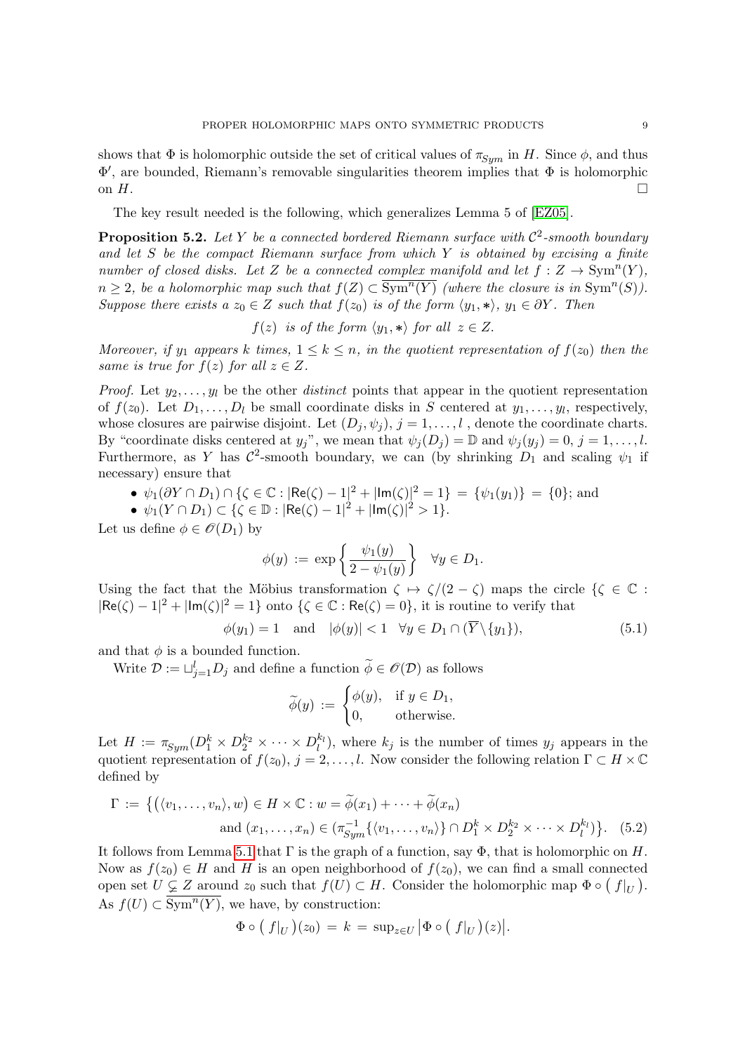shows that $\Phi$ is holomorphic outside the set of critical values of $\pi_{Sym}$ in $H$. Since $\phi$, and thus $\Phi'$, are bounded, Riemann's removable singularities theorem implies that $\Phi$ is holomorphic on $H$. $\square$

The key result needed is the following, which generalizes Lemma 5 of [EZ05].

**Proposition 5.2.** *Let $Y$ be a connected bordered Riemann surface with $\mathcal{C}^2$-smooth boundary and let $S$ be the compact Riemann surface from which $Y$ is obtained by excising a finite number of closed disks. Let $Z$ be a connected complex manifold and let $f : Z \to \mathrm{Sym}^n(Y)$, $n \geq 2$, be a holomorphic map such that $f(Z) \subset \overline{\mathrm{Sym}^n(Y)}$ (where the closure is in $\mathrm{Sym}^n(S)$). Suppose there exists a $z_0 \in Z$ such that $f(z_0)$ is of the form $\langle y_1, *\rangle$, $y_1 \in \partial Y$. Then*

$$f(z) \text{ is of the form } \langle y_1, *\rangle \text{ for all } z \in Z.$$

*Moreover, if $y_1$ appears $k$ times, $1 \leq k \leq n$, in the quotient representation of $f(z_0)$ then the same is true for $f(z)$ for all $z \in Z$.*

*Proof.* Let $y_2, \dots, y_l$ be the other *distinct* points that appear in the quotient representation of $f(z_0)$. Let $D_1, \dots, D_l$ be small coordinate disks in $S$ centered at $y_1, \dots, y_l$, respectively, whose closures are pairwise disjoint. Let $(D_j, \psi_j)$, $j = 1, \dots, l$ , denote the coordinate charts. By "coordinate disks centered at $y_j$", we mean that $\psi_j(D_j) = \mathbb{D}$ and $\psi_j(y_j) = 0$, $j = 1, \dots, l$. Furthermore, as $Y$ has $\mathcal{C}^2$-smooth boundary, we can (by shrinking $D_1$ and scaling $\psi_1$ if necessary) ensure that

- $\psi_1(\partial Y \cap D_1) \cap \{\zeta \in \mathbb{C} : |\mathsf{Re}(\zeta) - 1|^2 + |\mathsf{Im}(\zeta)|^2 = 1\} = \{\psi_1(y_1)\} = \{0\}$; and
- $\psi_1(Y \cap D_1) \subset \{\zeta \in \mathbb{D} : |\mathsf{Re}(\zeta) - 1|^2 + |\mathsf{Im}(\zeta)|^2 > 1\}$.

Let us define $\phi \in \mathscr{O}(D_1)$ by

$$\phi(y) := \exp\left\{\frac{\psi_1(y)}{2 - \psi_1(y)}\right\} \quad \forall y \in D_1.$$

Using the fact that the Möbius transformation $\zeta \mapsto \zeta/(2 - \zeta)$ maps the circle $\{\zeta \in \mathbb{C} : |\mathsf{Re}(\zeta) - 1|^2 + |\mathsf{Im}(\zeta)|^2 = 1\}$ onto $\{\zeta \in \mathbb{C} : \mathsf{Re}(\zeta) = 0\}$, it is routine to verify that

$$\phi(y_1) = 1 \quad \text{and} \quad |\phi(y)| < 1 \quad \forall y \in D_1 \cap (\overline{Y} \setminus \{y_1\}), \tag{5.1}$$

and that $\phi$ is a bounded function.

Write $\mathcal{D} := \sqcup_{j=1}^l D_j$ and define a function $\widetilde{\phi} \in \mathscr{O}(\mathcal{D})$ as follows

$$\widetilde{\phi}(y) := \begin{cases} \phi(y), & \text{if } y \in D_1, \\ 0, & \text{otherwise.} \end{cases}$$

Let $H := \pi_{Sym}(D_1^k \times D_2^{k_2} \times \dots \times D_l^{k_l})$, where $k_j$ is the number of times $y_j$ appears in the quotient representation of $f(z_0)$, $j = 2, \dots, l$. Now consider the following relation $\Gamma \subset H \times \mathbb{C}$ defined by

$$\Gamma := \big\{(\langle v_1, \dots, v_n\rangle, w) \in H \times \mathbb{C} : w = \widetilde{\phi}(x_1) + \dots + \widetilde{\phi}(x_n) \\ \text{and } (x_1, \dots, x_n) \in (\pi_{Sym}^{-1}\{\langle v_1, \dots, v_n\rangle\} \cap D_1^k \times D_2^{k_2} \times \dots \times D_l^{k_l})\big\}. \tag{5.2}$$

It follows from Lemma 5.1 that $\Gamma$ is the graph of a function, say $\Phi$, that is holomorphic on $H$. Now as $f(z_0) \in H$ and $H$ is an open neighborhood of $f(z_0)$, we can find a small connected open set $U \subsetneq Z$ around $z_0$ such that $f(U) \subset H$. Consider the holomorphic map $\Phi \circ \big(f|_U\big)$. As $f(U) \subset \overline{\mathrm{Sym}^n(Y)}$, we have, by construction:

$$\Phi \circ \big(f|_U\big)(z_0) = k = \sup_{z \in U} \big|\Phi \circ \big(f|_U\big)(z)\big|.$$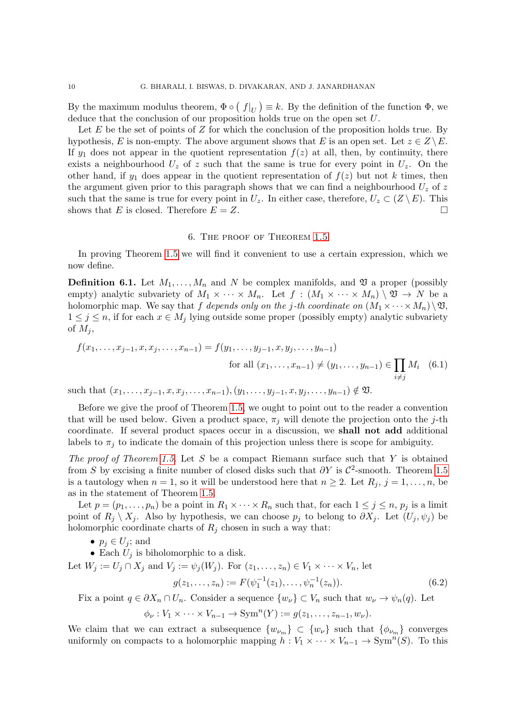By the maximum modulus theorem, $\Phi \circ \left( f|_U \right) \equiv k$. By the definition of the function $\Phi$, we deduce that the conclusion of our proposition holds true on the open set $U$.

Let $E$ be the set of points of $Z$ for which the conclusion of the proposition holds true. By hypothesis, $E$ is non-empty. The above argument shows that $E$ is an open set. Let $z \in Z \setminus E$. If $y_1$ does not appear in the quotient representation $f(z)$ at all, then, by continuity, there exists a neighbourhood $U_z$ of $z$ such that the same is true for every point in $U_z$. On the other hand, if $y_1$ does appear in the quotient representation of $f(z)$ but not $k$ times, then the argument given prior to this paragraph shows that we can find a neighbourhood $U_z$ of $z$ such that the same is true for every point in $U_z$. In either case, therefore, $U_z \subset (Z \setminus E)$. This shows that $E$ is closed. Therefore $E = Z$. $\square$

## 6. The proof of Theorem 1.5

In proving Theorem 1.5 we will find it convenient to use a certain expression, which we now define.

**Definition 6.1.** Let $M_1, \dots, M_n$ and $N$ be complex manifolds, and $\mathfrak{V}$ a proper (possibly empty) analytic subvariety of $M_1 \times \dots \times M_n$. Let $f : (M_1 \times \dots \times M_n) \setminus \mathfrak{V} \to N$ be a holomorphic map. We say that $f$ *depends only on the $j$-th coordinate on* $(M_1 \times \dots \times M_n) \setminus \mathfrak{V}$, $1 \leq j \leq n$, if for each $x \in M_j$ lying outside some proper (possibly empty) analytic subvariety of $M_j$,

$$
f(x_1, \dots, x_{j-1}, x, x_j, \dots, x_{n-1}) = f(y_1, \dots, y_{j-1}, x, y_j, \dots, y_{n-1})
$$
$$
\text{for all } (x_1, \dots, x_{n-1}) \neq (y_1, \dots, y_{n-1}) \in \prod_{i \neq j} M_i \quad (6.1)
$$

such that $(x_1, \dots, x_{j-1}, x, x_j, \dots, x_{n-1}), (y_1, \dots, y_{j-1}, x, y_j, \dots, y_{n-1}) \notin \mathfrak{V}$.

Before we give the proof of Theorem 1.5, we ought to point out to the reader a convention that will be used below. Given a product space, $\pi_j$ will denote the projection onto the $j$-th coordinate. If several product spaces occur in a discussion, we **shall not add** additional labels to $\pi_j$ to indicate the domain of this projection unless there is scope for ambiguity.

*The proof of Theorem 1.5.* Let $S$ be a compact Riemann surface such that $Y$ is obtained from $S$ by excising a finite number of closed disks such that $\partial Y$ is $\mathcal{C}^2$-smooth. Theorem 1.5 is a tautology when $n = 1$, so it will be understood here that $n \geq 2$. Let $R_j$, $j = 1, \dots, n$, be as in the statement of Theorem 1.5.

Let $p = (p_1, \dots, p_n)$ be a point in $R_1 \times \dots \times R_n$ such that, for each $1 \leq j \leq n$, $p_j$ is a limit point of $R_j \setminus X_j$. Also by hypothesis, we can choose $p_j$ to belong to $\partial X_j$. Let $(U_j, \psi_j)$ be holomorphic coordinate charts of $R_j$ chosen in such a way that:

- $p_j \in U_j$; and
- Each $U_j$ is biholomorphic to a disk.

Let $W_j := U_j \cap X_j$ and $V_j := \psi_j(W_j)$. For $(z_1, \dots, z_n) \in V_1 \times \dots \times V_n$, let

$$
g(z_1, \dots, z_n) := F(\psi_1^{-1}(z_1), \dots, \psi_n^{-1}(z_n)). \quad (6.2)
$$

Fix a point $q \in \partial X_n \cap U_n$. Consider a sequence $\{w_\nu\} \subset V_n$ such that $w_\nu \to \psi_n(q)$. Let

$$
\phi_\nu : V_1 \times \dots \times V_{n-1} \to \mathrm{Sym}^n(Y) := g(z_1, \dots, z_{n-1}, w_\nu).
$$

We claim that we can extract a subsequence $\{w_{\nu_m}\} \subset \{w_\nu\}$ such that $\{\phi_{\nu_m}\}$ converges uniformly on compacts to a holomorphic mapping $h : V_1 \times \dots \times V_{n-1} \to \mathrm{Sym}^n(S)$. To this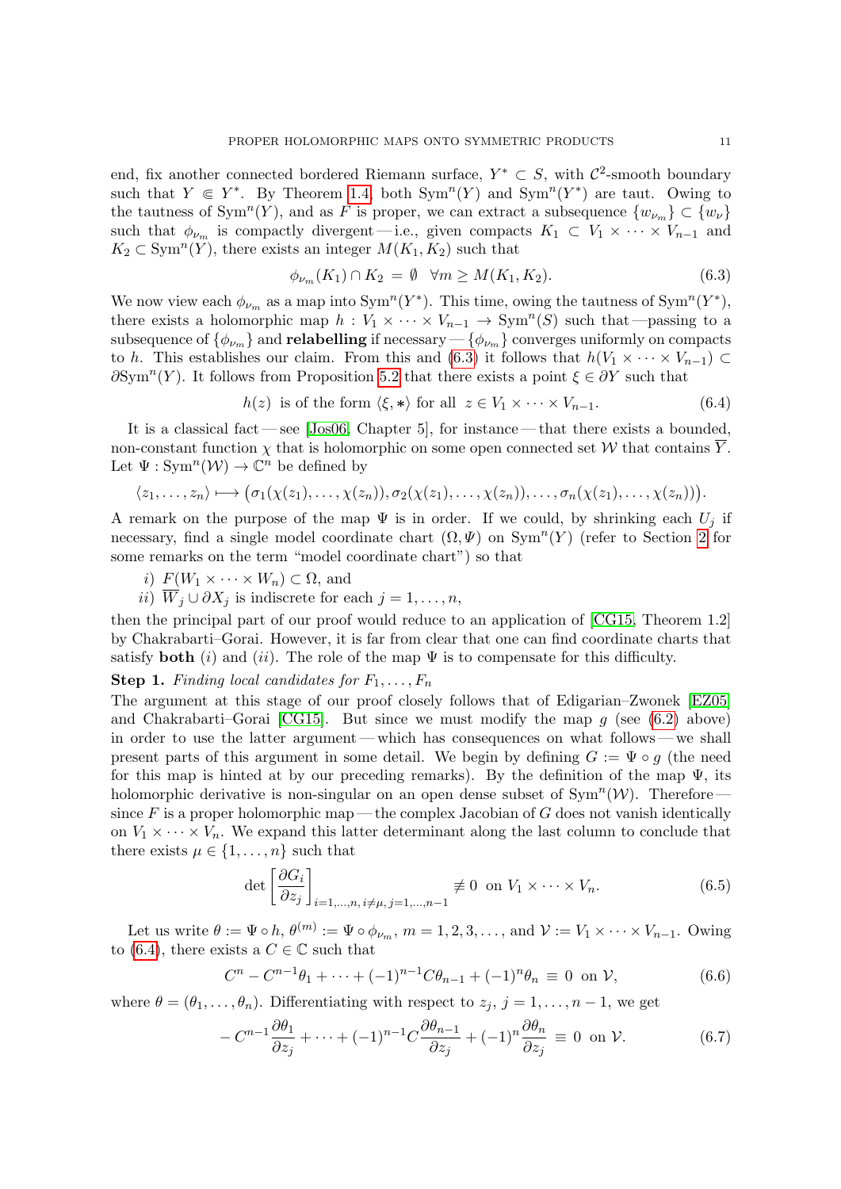end, fix another connected bordered Riemann surface, $Y^* \subset S$, with $\mathcal{C}^2$-smooth boundary such that $Y \Subset Y^*$. By Theorem 1.4, both $\mathrm{Sym}^n(Y)$ and $\mathrm{Sym}^n(Y^*)$ are taut. Owing to the tautness of $\mathrm{Sym}^n(Y)$, and as $F$ is proper, we can extract a subsequence $\{w_{\nu_m}\} \subset \{w_\nu\}$ such that $\phi_{\nu_m}$ is compactly divergent — i.e., given compacts $K_1 \subset V_1 \times \cdots \times V_{n-1}$ and $K_2 \subset \mathrm{Sym}^n(Y)$, there exists an integer $M(K_1, K_2)$ such that

$$\phi_{\nu_m}(K_1) \cap K_2 = \emptyset \quad \forall m \geq M(K_1, K_2). \tag{6.3}$$

We now view each $\phi_{\nu_m}$ as a map into $\mathrm{Sym}^n(Y^*)$. This time, owing the tautness of $\mathrm{Sym}^n(Y^*)$, there exists a holomorphic map $h : V_1 \times \cdots \times V_{n-1} \to \mathrm{Sym}^n(S)$ such that — passing to a subsequence of $\{\phi_{\nu_m}\}$ and **relabelling** if necessary — $\{\phi_{\nu_m}\}$ converges uniformly on compacts to $h$. This establishes our claim. From this and (6.3) it follows that $h(V_1 \times \cdots \times V_{n-1}) \subset \partial\mathrm{Sym}^n(Y)$. It follows from Proposition 5.2 that there exists a point $\xi \in \partial Y$ such that

$$h(z) \text{ is of the form } \langle \xi, * \rangle \text{ for all } z \in V_1 \times \cdots \times V_{n-1}. \tag{6.4}$$

It is a classical fact — see [Jos06, Chapter 5], for instance — that there exists a bounded, non-constant function $\chi$ that is holomorphic on some open connected set $\mathcal{W}$ that contains $\overline{Y}$. Let $\Psi : \mathrm{Sym}^n(\mathcal{W}) \to \mathbb{C}^n$ be defined by

$$\langle z_1, \dots, z_n \rangle \longmapsto \big(\sigma_1(\chi(z_1), \dots, \chi(z_n)), \sigma_2(\chi(z_1), \dots, \chi(z_n)), \dots, \sigma_n(\chi(z_1), \dots, \chi(z_n))\big).$$

A remark on the purpose of the map $\Psi$ is in order. If we could, by shrinking each $U_j$ if necessary, find a single model coordinate chart $(\Omega, \mathit{\Psi})$ on $\mathrm{Sym}^n(Y)$ (refer to Section 2 for some remarks on the term "model coordinate chart") so that

*i)* $F(W_1 \times \cdots \times W_n) \subset \Omega$, and

*ii)* $\overline{W}_j \cup \partial X_j$ is indiscrete for each $j = 1, \dots, n$,

then the principal part of our proof would reduce to an application of [CG15, Theorem 1.2] by Chakrabarti–Gorai. However, it is far from clear that one can find coordinate charts that satisfy **both** $(i)$ and $(ii)$. The role of the map $\Psi$ is to compensate for this difficulty.

**Step 1.** *Finding local candidates for $F_1, \dots, F_n$*

The argument at this stage of our proof closely follows that of Edigarian–Zwonek [EZ05] and Chakrabarti–Gorai [CG15]. But since we must modify the map $g$ (see (6.2) above) in order to use the latter argument — which has consequences on what follows — we shall present parts of this argument in some detail. We begin by defining $G := \Psi \circ g$ (the need for this map is hinted at by our preceding remarks). By the definition of the map $\Psi$, its holomorphic derivative is non-singular on an open dense subset of $\mathrm{Sym}^n(\mathcal{W})$. Therefore — since $F$ is a proper holomorphic map — the complex Jacobian of $G$ does not vanish identically on $V_1 \times \cdots \times V_n$. We expand this latter determinant along the last column to conclude that there exists $\mu \in \{1, \dots, n\}$ such that

$$\det \left[\frac{\partial G_i}{\partial z_j}\right]_{i=1,\dots,n,\, i\neq\mu,\, j=1,\dots,n-1} \not\equiv 0 \ \text{ on } V_1 \times \cdots \times V_n. \tag{6.5}$$

Let us write $\theta := \Psi \circ h$, $\theta^{(m)} := \Psi \circ \phi_{\nu_m}$, $m = 1, 2, 3, \dots$, and $\mathcal{V} := V_1 \times \cdots \times V_{n-1}$. Owing to (6.4), there exists a $C \in \mathbb{C}$ such that

$$C^n - C^{n-1}\theta_1 + \cdots + (-1)^{n-1}C\theta_{n-1} + (-1)^n\theta_n \equiv 0 \ \text{ on } \mathcal{V}, \tag{6.6}$$

where $\theta = (\theta_1, \dots, \theta_n)$. Differentiating with respect to $z_j$, $j = 1, \dots, n-1$, we get

$$-C^{n-1}\frac{\partial\theta_1}{\partial z_j} + \cdots + (-1)^{n-1}C\frac{\partial\theta_{n-1}}{\partial z_j} + (-1)^n\frac{\partial\theta_n}{\partial z_j} \equiv 0 \ \text{ on } \mathcal{V}. \tag{6.7}$$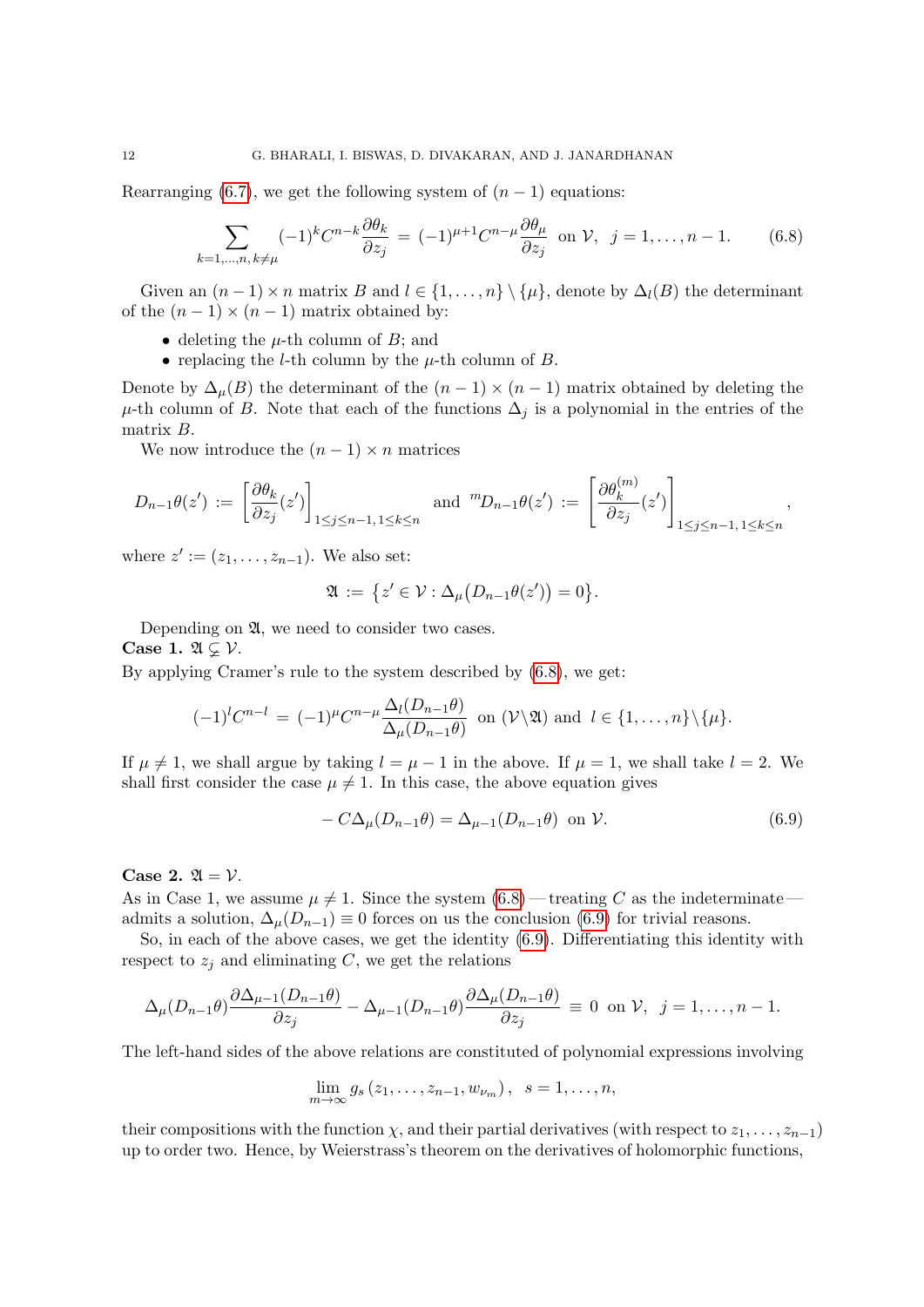Rearranging (6.7), we get the following system of $(n-1)$ equations:

$$\sum_{k=1,\dots,n,\, k\neq\mu} (-1)^k C^{n-k} \frac{\partial \theta_k}{\partial z_j} \;=\; (-1)^{\mu+1} C^{n-\mu} \frac{\partial \theta_\mu}{\partial z_j} \;\text{ on } \mathcal{V}, \;\; j = 1,\dots,n-1. \tag{6.8}$$

Given an $(n-1)\times n$ matrix $B$ and $l \in \{1,\dots,n\}\setminus\{\mu\}$, denote by $\Delta_l(B)$ the determinant of the $(n-1)\times(n-1)$ matrix obtained by:

- deleting the $\mu$-th column of $B$; and
- replacing the $l$-th column by the $\mu$-th column of $B$.

Denote by $\Delta_\mu(B)$ the determinant of the $(n-1)\times(n-1)$ matrix obtained by deleting the $\mu$-th column of $B$. Note that each of the functions $\Delta_j$ is a polynomial in the entries of the matrix $B$.

We now introduce the $(n-1)\times n$ matrices

$$D_{n-1}\theta(z') \;:=\; \left[\frac{\partial \theta_k}{\partial z_j}(z')\right]_{1\leq j\leq n-1,\, 1\leq k\leq n} \;\text{ and }\; {}^{m}D_{n-1}\theta(z') \;:=\; \left[\frac{\partial \theta_k^{(m)}}{\partial z_j}(z')\right]_{1\leq j\leq n-1,\, 1\leq k\leq n},$$

where $z' := (z_1,\dots,z_{n-1})$. We also set:

$$\mathfrak{A} \;:=\; \{z' \in \mathcal{V} : \Delta_\mu\big(D_{n-1}\theta(z')\big) = 0\}.$$

Depending on $\mathfrak{A}$, we need to consider two cases.

**Case 1.** $\mathfrak{A} \subsetneq \mathcal{V}$.
By applying Cramer's rule to the system described by (6.8), we get:

$$(-1)^l C^{n-l} \;=\; (-1)^\mu C^{n-\mu} \frac{\Delta_l(D_{n-1}\theta)}{\Delta_\mu(D_{n-1}\theta)} \;\text{ on } (\mathcal{V}\setminus\mathfrak{A}) \text{ and } \; l \in \{1,\dots,n\}\setminus\{\mu\}.$$

If $\mu \neq 1$, we shall argue by taking $l = \mu - 1$ in the above. If $\mu = 1$, we shall take $l = 2$. We shall first consider the case $\mu \neq 1$. In this case, the above equation gives

$$-\,C\Delta_\mu(D_{n-1}\theta) = \Delta_{\mu-1}(D_{n-1}\theta) \;\text{ on } \mathcal{V}. \tag{6.9}$$

**Case 2.** $\mathfrak{A} = \mathcal{V}$.
As in Case 1, we assume $\mu \neq 1$. Since the system (6.8) — treating $C$ as the indeterminate — admits a solution, $\Delta_\mu(D_{n-1}) \equiv 0$ forces on us the conclusion (6.9) for trivial reasons.

So, in each of the above cases, we get the identity (6.9). Differentiating this identity with respect to $z_j$ and eliminating $C$, we get the relations

$$\Delta_\mu(D_{n-1}\theta)\frac{\partial \Delta_{\mu-1}(D_{n-1}\theta)}{\partial z_j} - \Delta_{\mu-1}(D_{n-1}\theta)\frac{\partial \Delta_\mu(D_{n-1}\theta)}{\partial z_j} \;\equiv\; 0 \;\text{ on } \mathcal{V}, \;\; j = 1,\dots,n-1.$$

The left-hand sides of the above relations are constituted of polynomial expressions involving

$$\lim_{m\to\infty} g_s\left(z_1,\dots,z_{n-1},w_{\nu_m}\right), \;\; s = 1,\dots,n,$$

their compositions with the function $\chi$, and their partial derivatives (with respect to $z_1,\dots,z_{n-1}$) up to order two. Hence, by Weierstrass's theorem on the derivatives of holomorphic functions,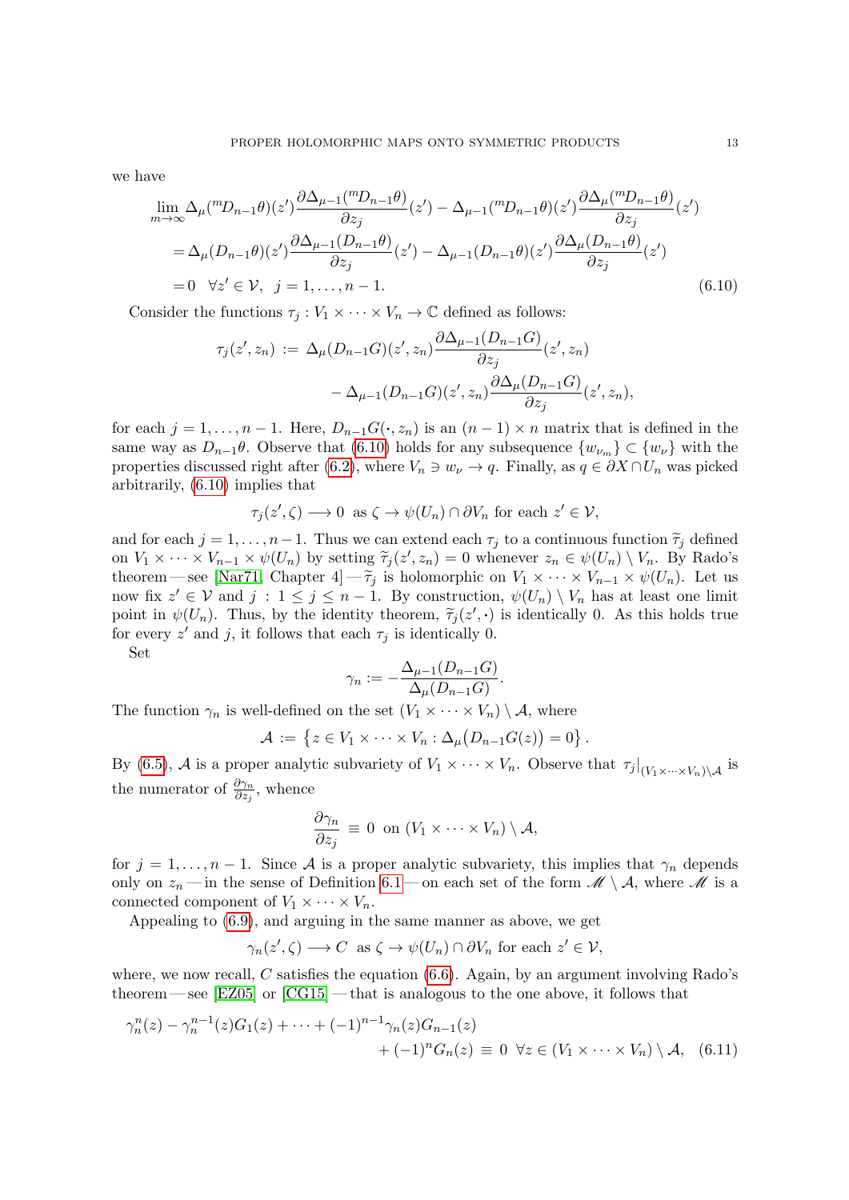we have

$$
\begin{aligned}
&\lim_{m\to\infty} \Delta_\mu({}^m D_{n-1}\theta)(z') \frac{\partial \Delta_{\mu-1}({}^m D_{n-1}\theta)}{\partial z_j}(z') - \Delta_{\mu-1}({}^m D_{n-1}\theta)(z') \frac{\partial \Delta_\mu({}^m D_{n-1}\theta)}{\partial z_j}(z') \\
&= \Delta_\mu(D_{n-1}\theta)(z') \frac{\partial \Delta_{\mu-1}(D_{n-1}\theta)}{\partial z_j}(z') - \Delta_{\mu-1}(D_{n-1}\theta)(z') \frac{\partial \Delta_\mu(D_{n-1}\theta)}{\partial z_j}(z') \\
&= 0 \quad \forall z' \in \mathcal{V}, \ \ j = 1, \dots, n-1. \qquad (6.10)
\end{aligned}
$$

Consider the functions $\tau_j : V_1 \times \cdots \times V_n \to \mathbb{C}$ defined as follows:

$$
\begin{aligned}
\tau_j(z', z_n) \, := \, &\Delta_\mu(D_{n-1}G)(z', z_n) \frac{\partial \Delta_{\mu-1}(D_{n-1}G)}{\partial z_j}(z', z_n) \\
&- \Delta_{\mu-1}(D_{n-1}G)(z', z_n) \frac{\partial \Delta_\mu(D_{n-1}G)}{\partial z_j}(z', z_n),
\end{aligned}
$$

for each $j = 1, \dots, n-1$. Here, $D_{n-1}G(\boldsymbol{\cdot}, z_n)$ is an $(n-1) \times n$ matrix that is defined in the same way as $D_{n-1}\theta$. Observe that (6.10) holds for any subsequence $\{w_{\nu_m}\} \subset \{w_\nu\}$ with the properties discussed right after (6.2), where $V_n \ni w_\nu \to q$. Finally, as $q \in \partial X \cap U_n$ was picked arbitrarily, (6.10) implies that

$$
\tau_j(z', \zeta) \longrightarrow 0 \ \text{ as } \zeta \to \psi(U_n) \cap \partial V_n \text{ for each } z' \in \mathcal{V},
$$

and for each $j = 1, \dots, n-1$. Thus we can extend each $\tau_j$ to a continuous function $\widetilde{\tau}_j$ defined on $V_1 \times \cdots \times V_{n-1} \times \psi(U_n)$ by setting $\widetilde{\tau}_j(z', z_n) = 0$ whenever $z_n \in \psi(U_n) \setminus V_n$. By Radó's theorem — see [Nar71, Chapter 4] — $\widetilde{\tau}_j$ is holomorphic on $V_1 \times \cdots \times V_{n-1} \times \psi(U_n)$. Let us now fix $z' \in \mathcal{V}$ and $j : 1 \leq j \leq n-1$. By construction, $\psi(U_n) \setminus V_n$ has at least one limit point in $\psi(U_n)$. Thus, by the identity theorem, $\widetilde{\tau}_j(z', \boldsymbol{\cdot})$ is identically 0. As this holds true for every $z'$ and $j$, it follows that each $\tau_j$ is identically 0.

Set

$$
\gamma_n := -\frac{\Delta_{\mu-1}(D_{n-1}G)}{\Delta_\mu(D_{n-1}G)}.
$$

The function $\gamma_n$ is well-defined on the set $(V_1 \times \cdots \times V_n) \setminus \mathcal{A}$, where

$$
\mathcal{A} \, := \, \left\{ z \in V_1 \times \cdots \times V_n : \Delta_\mu\big(D_{n-1}G(z)\big) = 0 \right\}.
$$

By (6.5), $\mathcal{A}$ is a proper analytic subvariety of $V_1 \times \cdots \times V_n$. Observe that $\tau_j|_{(V_1 \times \cdots \times V_n) \setminus \mathcal{A}}$ is the numerator of $\frac{\partial \gamma_n}{\partial z_j}$, whence

$$
\frac{\partial \gamma_n}{\partial z_j} \, \equiv \, 0 \ \text{ on } (V_1 \times \cdots \times V_n) \setminus \mathcal{A},
$$

for $j = 1, \dots, n-1$. Since $\mathcal{A}$ is a proper analytic subvariety, this implies that $\gamma_n$ depends only on $z_n$ — in the sense of Definition 6.1 — on each set of the form $\mathscr{M} \setminus \mathcal{A}$, where $\mathscr{M}$ is a connected component of $V_1 \times \cdots \times V_n$.

Appealing to (6.9), and arguing in the same manner as above, we get

$$
\gamma_n(z', \zeta) \longrightarrow C \ \text{ as } \zeta \to \psi(U_n) \cap \partial V_n \text{ for each } z' \in \mathcal{V},
$$

where, we now recall, $C$ satisfies the equation (6.6). Again, by an argument involving Radó's theorem — see [EZ05] or [CG15] — that is analogous to the one above, it follows that

$$
\begin{aligned}
\gamma_n^n(z) - \gamma_n^{n-1}(z) G_1(z) + \cdots + (-1)^{n-1} \gamma_n(z) G_{n-1}(z)& \\
+ (-1)^n G_n(z) \, \equiv \, 0 \ \ \forall z \in (V_1 \times \cdots \times V_n) \setminus \mathcal{A},& \quad (6.11)
\end{aligned}
$$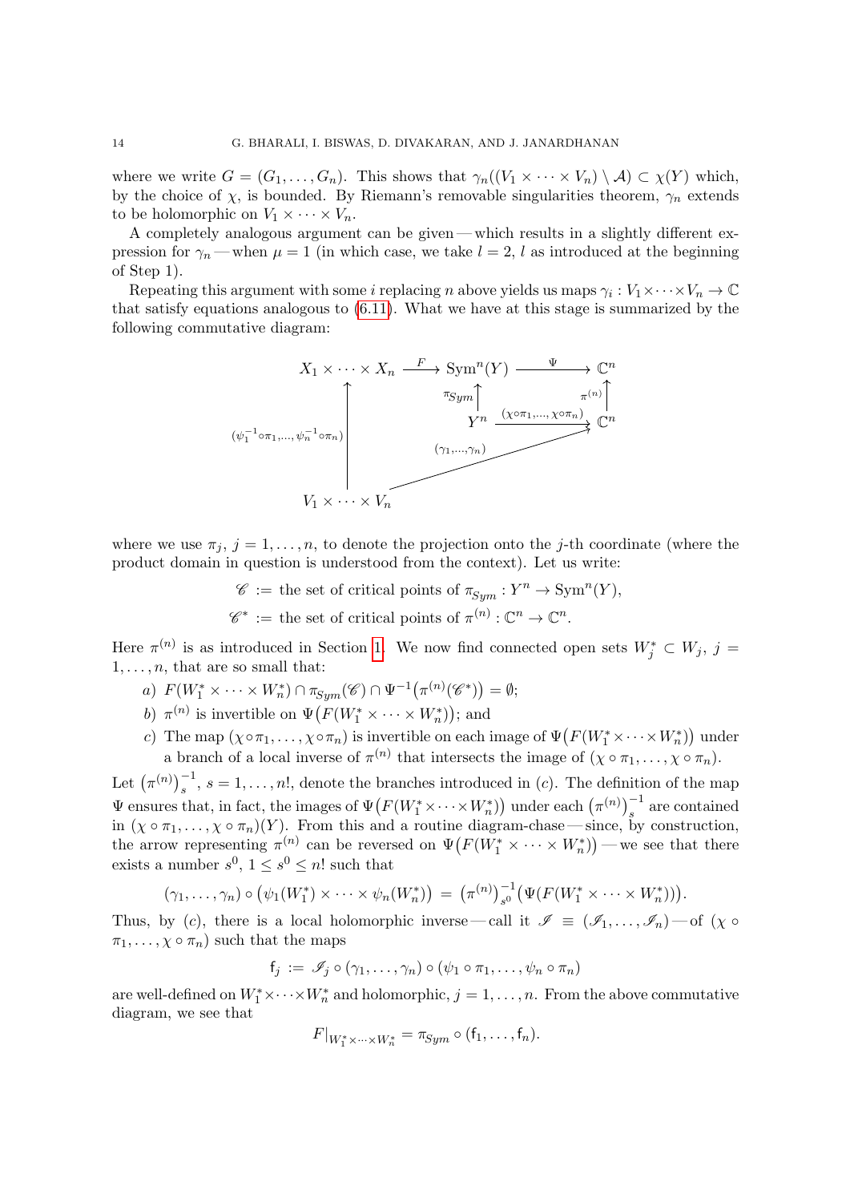where we write $G = (G_1, \dots, G_n)$. This shows that $\gamma_n((V_1 \times \dots \times V_n) \setminus \mathcal{A}) \subset \chi(Y)$ which, by the choice of $\chi$, is bounded. By Riemann's removable singularities theorem, $\gamma_n$ extends to be holomorphic on $V_1 \times \dots \times V_n$.

A completely analogous argument can be given — which results in a slightly different expression for $\gamma_n$ — when $\mu = 1$ (in which case, we take $l = 2$, $l$ as introduced at the beginning of Step 1).

Repeating this argument with some $i$ replacing $n$ above yields us maps $\gamma_i : V_1 \times \dots \times V_n \to \mathbb{C}$ that satisfy equations analogous to (6.11). What we have at this stage is summarized by the following commutative diagram:

$$
\begin{array}{ccccc}
X_1 \times \dots \times X_n & \xrightarrow{F} & \mathrm{Sym}^n(Y) & \xrightarrow{\Psi} & \mathbb{C}^n \\
\uparrow {\scriptstyle (\psi_1^{-1}\circ\pi_1, \dots, \psi_n^{-1}\circ\pi_n)} & & \uparrow {\scriptstyle \pi_{Sym}} & & \uparrow {\scriptstyle \pi^{(n)}} \\
 & & Y^n & \xrightarrow{(\chi\circ\pi_1, \dots, \chi\circ\pi_n)} & \mathbb{C}^n \\
 & & & \nearrow {\scriptstyle (\gamma_1, \dots, \gamma_n)} & \\
V_1 \times \dots \times V_n & & & &
\end{array}
$$

where we use $\pi_j$, $j = 1, \dots, n$, to denote the projection onto the $j$-th coordinate (where the product domain in question is understood from the context). Let us write:

$$\mathscr{C} := \text{ the set of critical points of } \pi_{Sym} : Y^n \to \mathrm{Sym}^n(Y),$$
$$\mathscr{C}^* := \text{ the set of critical points of } \pi^{(n)} : \mathbb{C}^n \to \mathbb{C}^n.$$

Here $\pi^{(n)}$ is as introduced in Section 1. We now find connected open sets $W_j^* \subset W_j$, $j = 1, \dots, n$, that are so small that:

*a)* $F(W_1^* \times \dots \times W_n^*) \cap \pi_{Sym}(\mathscr{C}) \cap \Psi^{-1}\big(\pi^{(n)}(\mathscr{C}^*)\big) = \emptyset$;

*b)* $\pi^{(n)}$ is invertible on $\Psi\big(F(W_1^* \times \dots \times W_n^*)\big)$; and

*c)* The map $(\chi \circ \pi_1, \dots, \chi \circ \pi_n)$ is invertible on each image of $\Psi\big(F(W_1^* \times \dots \times W_n^*)\big)$ under a branch of a local inverse of $\pi^{(n)}$ that intersects the image of $(\chi \circ \pi_1, \dots, \chi \circ \pi_n)$.

Let $\big(\pi^{(n)}\big)_s^{-1}$, $s = 1, \dots, n!$, denote the branches introduced in $(c)$. The definition of the map $\Psi$ ensures that, in fact, the images of $\Psi\big(F(W_1^* \times \dots \times W_n^*)\big)$ under each $\big(\pi^{(n)}\big)_s^{-1}$ are contained in $(\chi \circ \pi_1, \dots, \chi \circ \pi_n)(Y)$. From this and a routine diagram-chase — since, by construction, the arrow representing $\pi^{(n)}$ can be reversed on $\Psi\big(F(W_1^* \times \dots \times W_n^*)\big)$ — we see that there exists a number $s^0$, $1 \le s^0 \le n!$ such that

$$(\gamma_1, \dots, \gamma_n) \circ \big(\psi_1(W_1^*) \times \dots \times \psi_n(W_n^*)\big) = \big(\pi^{(n)}\big)_{s^0}^{-1}\big(\Psi(F(W_1^* \times \dots \times W_n^*))\big).$$

Thus, by $(c)$, there is a local holomorphic inverse — call it $\mathscr{I} \equiv (\mathscr{I}_1, \dots, \mathscr{I}_n)$ — of $(\chi \circ \pi_1, \dots, \chi \circ \pi_n)$ such that the maps

$$\mathsf{f}_j := \mathscr{I}_j \circ (\gamma_1, \dots, \gamma_n) \circ (\psi_1 \circ \pi_1, \dots, \psi_n \circ \pi_n)$$

are well-defined on $W_1^* \times \dots \times W_n^*$ and holomorphic, $j = 1, \dots, n$. From the above commutative diagram, we see that

$$F|_{W_1^* \times \dots \times W_n^*} = \pi_{Sym} \circ (\mathsf{f}_1, \dots, \mathsf{f}_n).$$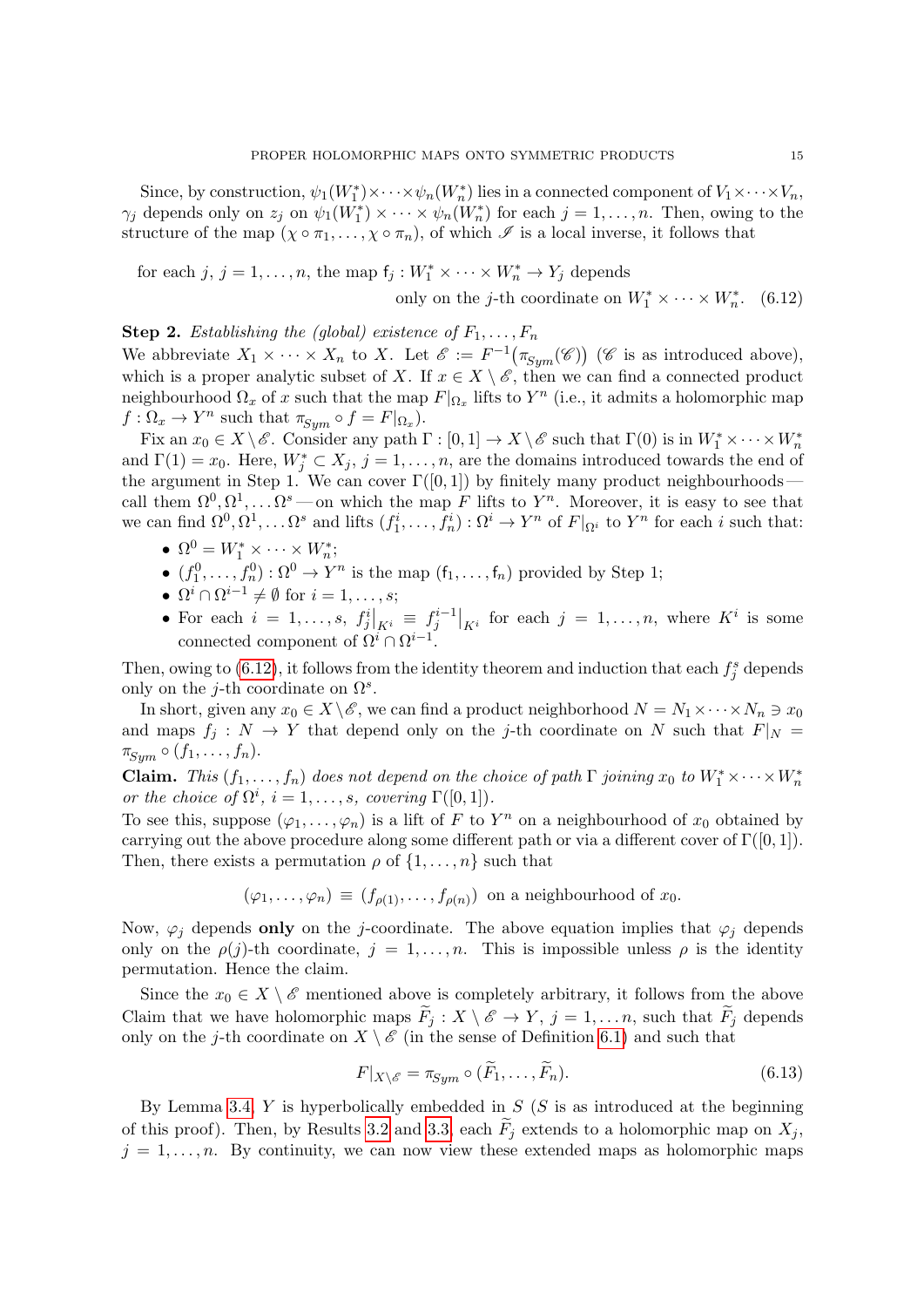Since, by construction, $\psi_1(W_1^*)\times\dots\times\psi_n(W_n^*)$ lies in a connected component of $V_1\times\dots\times V_n$, $\gamma_j$ depends only on $z_j$ on $\psi_1(W_1^*)\times\dots\times\psi_n(W_n^*)$ for each $j=1,\dots,n$. Then, owing to the structure of the map $(\chi\circ\pi_1,\dots,\chi\circ\pi_n)$, of which $\mathscr{I}$ is a local inverse, it follows that

$$\text{for each } j,\ j=1,\dots,n, \text{ the map } \mathsf{f}_j : W_1^*\times\dots\times W_n^*\to Y_j \text{ depends only on the } j\text{-th coordinate on } W_1^*\times\dots\times W_n^*. \tag{6.12}$$

**Step 2.** *Establishing the (global) existence of $F_1,\dots,F_n$*

We abbreviate $X_1\times\dots\times X_n$ to $X$. Let $\mathscr{E}:=F^{-1}\big(\pi_{Sym}(\mathscr{C})\big)$ ($\mathscr{C}$ is as introduced above), which is a proper analytic subset of $X$. If $x\in X\setminus\mathscr{E}$, then we can find a connected product neighbourhood $\Omega_x$ of $x$ such that $F|_{\Omega_x}$ lifts to $Y^n$ (i.e., it admits a holomorphic map $f:\Omega_x\to Y^n$ such that $\pi_{Sym}\circ f = F|_{\Omega_x}$).

Fix an $x_0\in X\setminus\mathscr{E}$. Consider any path $\Gamma:[0,1]\to X\setminus\mathscr{E}$ such that $\Gamma(0)$ is in $W_1^*\times\dots\times W_n^*$ and $\Gamma(1)=x_0$. Here, $W_j^*\subset X_j$, $j=1,\dots,n$, are the domains introduced towards the end of the argument in Step 1. We can cover $\Gamma([0,1])$ by finitely many product neighbourhoods—call them $\Omega^0,\Omega^1,\dots\Omega^s$—on which the map $F$ lifts to $Y^n$. Moreover, it is easy to see that we can find $\Omega^0,\Omega^1,\dots\Omega^s$ and lifts $(f_1^i,\dots,f_n^i):\Omega^i\to Y^n$ of $F|_{\Omega^i}$ to $Y^n$ for each $i$ such that:

- $\Omega^0 = W_1^*\times\dots\times W_n^*$;
- $(f_1^0,\dots,f_n^0):\Omega^0\to Y^n$ is the map $(\mathsf{f}_1,\dots,\mathsf{f}_n)$ provided by Step 1;
- $\Omega^i\cap\Omega^{i-1}\neq\emptyset$ for $i=1,\dots,s$;
- For each $i=1,\dots,s$, $f_j^i\big|_{K^i}\equiv f_j^{i-1}\big|_{K^i}$ for each $j=1,\dots,n$, where $K^i$ is some connected component of $\Omega^i\cap\Omega^{i-1}$.

Then, owing to (6.12), it follows from the identity theorem and induction that each $f_j^s$ depends only on the $j$-th coordinate on $\Omega^s$.

In short, given any $x_0\in X\setminus\mathscr{E}$, we can find a product neighborhood $N=N_1\times\dots\times N_n\ni x_0$ and maps $f_j:N\to Y$ that depend only on the $j$-th coordinate on $N$ such that $F|_N = \pi_{Sym}\circ(f_1,\dots,f_n)$.

**Claim.** *This $(f_1,\dots,f_n)$ does not depend on the choice of path $\Gamma$ joining $x_0$ to $W_1^*\times\dots\times W_n^*$ or the choice of $\Omega^i$, $i=1,\dots,s$, covering $\Gamma([0,1])$.*

To see this, suppose $(\varphi_1,\dots,\varphi_n)$ is a lift of $F$ to $Y^n$ on a neighbourhood of $x_0$ obtained by carrying out the above procedure along some different path or via a different cover of $\Gamma([0,1])$. Then, there exists a permutation $\rho$ of $\{1,\dots,n\}$ such that

$$(\varphi_1,\dots,\varphi_n)\equiv(f_{\rho(1)},\dots,f_{\rho(n)}) \text{ on a neighbourhood of } x_0.$$

Now, $\varphi_j$ depends **only** on the $j$-coordinate. The above equation implies that $\varphi_j$ depends only on the $\rho(j)$-th coordinate, $j=1,\dots,n$. This is impossible unless $\rho$ is the identity permutation. Hence the claim.

Since the $x_0\in X\setminus\mathscr{E}$ mentioned above is completely arbitrary, it follows from the above Claim that we have holomorphic maps $\widetilde{F}_j : X\setminus\mathscr{E}\to Y$, $j=1,\dots n$, such that $\widetilde{F}_j$ depends only on the $j$-th coordinate on $X\setminus\mathscr{E}$ (in the sense of Definition 6.1) and such that

$$F|_{X\setminus\mathscr{E}} = \pi_{Sym}\circ(\widetilde{F}_1,\dots,\widetilde{F}_n). \tag{6.13}$$

By Lemma 3.4, $Y$ is hyperbolically embedded in $S$ ($S$ is as introduced at the beginning of this proof). Then, by Results 3.2 and 3.3, each $\widetilde{F}_j$ extends to a holomorphic map on $X_j$, $j=1,\dots,n$. By continuity, we can now view these extended maps as holomorphic maps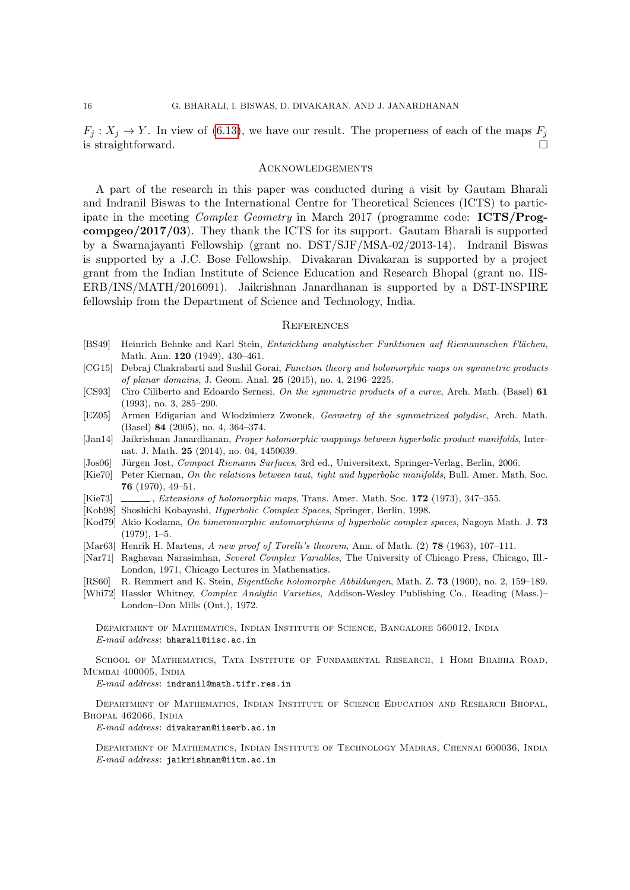$F_j : X_j \to Y$. In view of (6.13), we have our result. The properness of each of the maps $F_j$ is straightforward. $\square$

## Acknowledgements

A part of the research in this paper was conducted during a visit by Gautam Bharali and Indranil Biswas to the International Centre for Theoretical Sciences (ICTS) to participate in the meeting *Complex Geometry* in March 2017 (programme code: **ICTS/Prog-compgeo/2017/03**). They thank the ICTS for its support. Gautam Bharali is supported by a Swarnajayanti Fellowship (grant no. DST/SJF/MSA-02/2013-14). Indranil Biswas is supported by a J.C. Bose Fellowship. Divakaran Divakaran is supported by a project grant from the Indian Institute of Science Education and Research Bhopal (grant no. IISERB/INS/MATH/2016091). Jaikrishnan Janardhanan is supported by a DST-INSPIRE fellowship from the Department of Science and Technology, India.

## References

[BS49] Heinrich Behnke and Karl Stein, *Entwicklung analytischer Funktionen auf Riemannschen Flächen*, Math. Ann. **120** (1949), 430–461.

[CG15] Debraj Chakrabarti and Sushil Gorai, *Function theory and holomorphic maps on symmetric products of planar domains*, J. Geom. Anal. **25** (2015), no. 4, 2196–2225.

[CS93] Ciro Ciliberto and Edoardo Sernesi, *On the symmetric products of a curve*, Arch. Math. (Basel) **61** (1993), no. 3, 285–290.

[EZ05] Armen Edigarian and Włodzimierz Zwonek, *Geometry of the symmetrized polydisc*, Arch. Math. (Basel) **84** (2005), no. 4, 364–374.

[Jan14] Jaikrishnan Janardhanan, *Proper holomorphic mappings between hyperbolic product manifolds*, Internat. J. Math. **25** (2014), no. 04, 1450039.

[Jos06] Jürgen Jost, *Compact Riemann Surfaces*, 3rd ed., Universitext, Springer-Verlag, Berlin, 2006.

[Kie70] Peter Kiernan, *On the relations between taut, tight and hyperbolic manifolds*, Bull. Amer. Math. Soc. **76** (1970), 49–51.

[Kie73] ______, *Extensions of holomorphic maps*, Trans. Amer. Math. Soc. **172** (1973), 347–355.

[Kob98] Shoshichi Kobayashi, *Hyperbolic Complex Spaces*, Springer, Berlin, 1998.

[Kod79] Akio Kodama, *On bimeromorphic automorphisms of hyperbolic complex spaces*, Nagoya Math. J. **73** (1979), 1–5.

[Mar63] Henrik H. Martens, *A new proof of Torelli's theorem*, Ann. of Math. (2) **78** (1963), 107–111.

[Nar71] Raghavan Narasimhan, *Several Complex Variables*, The University of Chicago Press, Chicago, Ill.-London, 1971, Chicago Lectures in Mathematics.

[RS60] R. Remmert and K. Stein, *Eigentliche holomorphe Abbildungen*, Math. Z. **73** (1960), no. 2, 159–189.

[Whi72] Hassler Whitney, *Complex Analytic Varieties*, Addison-Wesley Publishing Co., Reading (Mass.)–London–Don Mills (Ont.), 1972.

Department of Mathematics, Indian Institute of Science, Bangalore 560012, India
*E-mail address*: bharali@iisc.ac.in

School of Mathematics, Tata Institute of Fundamental Research, 1 Homi Bhabha Road, Mumbai 400005, India
*E-mail address*: indranil@math.tifr.res.in

Department of Mathematics, Indian Institute of Science Education and Research Bhopal, Bhopal 462066, India
*E-mail address*: divakaran@iiserb.ac.in

Department of Mathematics, Indian Institute of Technology Madras, Chennai 600036, India
*E-mail address*: jaikrishnan@iitm.ac.in